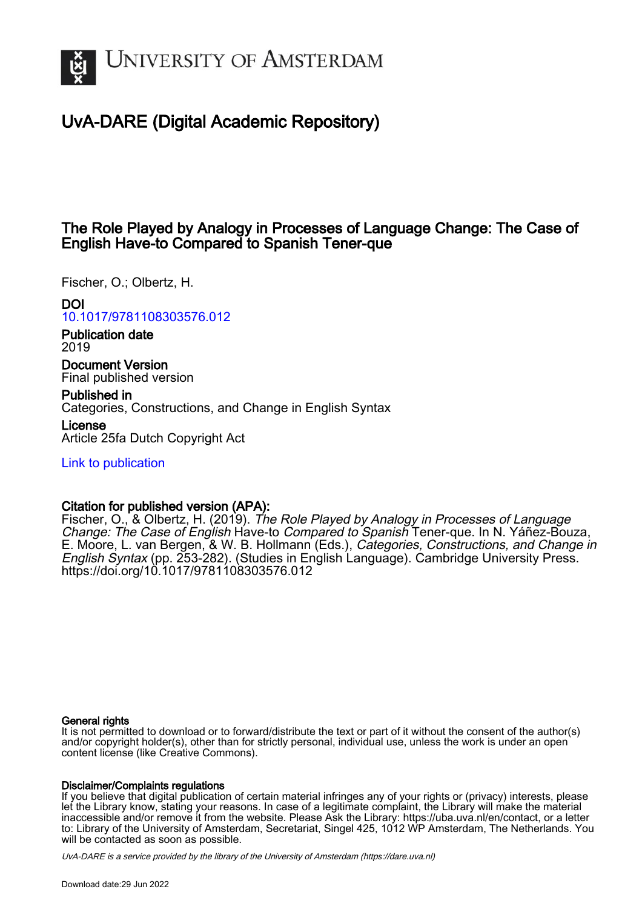# UvA-DARE (Digital Academic Repository)

## The Role Played by Analogy in Processes of Language Change: The Case of English Have-to Compared to Spanish Tener-que

Fischer, O.; Olbertz, H.

**DOI**
10.1017/9781108303576.012

**Publication date**
2019

**Document Version**
Final published version

**Published in**
Categories, Constructions, and Change in English Syntax

**License**
Article 25fa Dutch Copyright Act

Link to publication

**Citation for published version (APA):**
Fischer, O., & Olbertz, H. (2019). *The Role Played by Analogy in Processes of Language Change: The Case of English* Have-to *Compared to Spanish* Tener-que. In N. Yáñez-Bouza, E. Moore, L. van Bergen, & W. B. Hollmann (Eds.), *Categories, Constructions, and Change in English Syntax* (pp. 253-282). (Studies in English Language). Cambridge University Press. https://doi.org/10.1017/9781108303576.012

**General rights**
It is not permitted to download or to forward/distribute the text or part of it without the consent of the author(s) and/or copyright holder(s), other than for strictly personal, individual use, unless the work is under an open content license (like Creative Commons).

**Disclaimer/Complaints regulations**
If you believe that digital publication of certain material infringes any of your rights or (privacy) interests, please let the Library know, stating your reasons. In case of a legitimate complaint, the Library will make the material inaccessible and/or remove it from the website. Please Ask the Library: https://uba.uva.nl/en/contact, or a letter to: Library of the University of Amsterdam, Secretariat, Singel 425, 1012 WP Amsterdam, The Netherlands. You will be contacted as soon as possible.

*UvA-DARE is a service provided by the library of the University of Amsterdam (https://dare.uva.nl)*

Download date:29 Jun 2022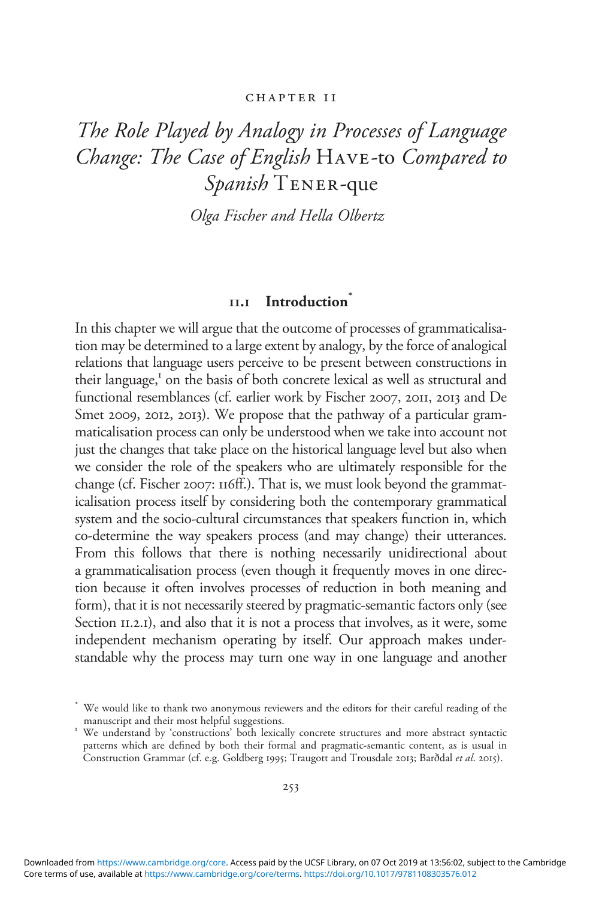CHAPTER 11

# *The Role Played by Analogy in Processes of Language Change: The Case of English* Have-to *Compared to Spanish* Tener-que

*Olga Fischer and Hella Olbertz*

## 11.1 Introduction*

In this chapter we will argue that the outcome of processes of grammaticalisation may be determined to a large extent by analogy, by the force of analogical relations that language users perceive to be present between constructions in their language,[1] on the basis of both concrete lexical as well as structural and functional resemblances (cf. earlier work by Fischer 2007, 2011, 2013 and De Smet 2009, 2012, 2013). We propose that the pathway of a particular grammaticalisation process can only be understood when we take into account not just the changes that take place on the historical language level but also when we consider the role of the speakers who are ultimately responsible for the change (cf. Fischer 2007: 116ff.). That is, we must look beyond the grammaticalisation process itself by considering both the contemporary grammatical system and the socio-cultural circumstances that speakers function in, which co-determine the way speakers process (and may change) their utterances. From this follows that there is nothing necessarily unidirectional about a grammaticalisation process (even though it frequently moves in one direction because it often involves processes of reduction in both meaning and form), that it is not necessarily steered by pragmatic-semantic factors only (see Section 11.2.1), and also that it is not a process that involves, as it were, some independent mechanism operating by itself. Our approach makes understandable why the process may turn one way in one language and another

\* We would like to thank two anonymous reviewers and the editors for their careful reading of the manuscript and their most helpful suggestions.

[1] We understand by 'constructions' both lexically concrete structures and more abstract syntactic patterns which are defined by both their formal and pragmatic-semantic content, as is usual in Construction Grammar (cf. e.g. Goldberg 1995; Traugott and Trousdale 2013; Barðdal *et al*. 2015).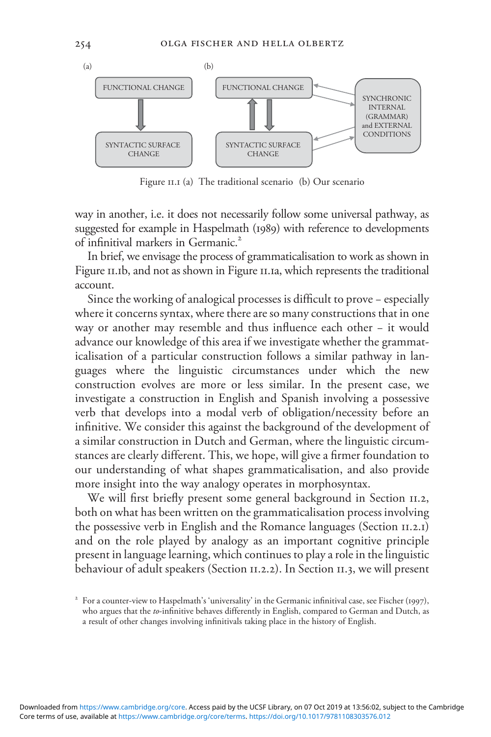(a)

FUNCTIONAL CHANGE

SYNTACTIC SURFACE CHANGE

(b)

FUNCTIONAL CHANGE

SYNTACTIC SURFACE CHANGE

SYNCHRONIC INTERNAL (GRAMMAR) and EXTERNAL CONDITIONS

Figure 11.1 (a) The traditional scenario (b) Our scenario

way in another, i.e. it does not necessarily follow some universal pathway, as suggested for example in Haspelmath (1989) with reference to developments of infinitival markers in Germanic.[2]

In brief, we envisage the process of grammaticalisation to work as shown in Figure 11.1b, and not as shown in Figure 11.1a, which represents the traditional account.

Since the working of analogical processes is difficult to prove – especially where it concerns syntax, where there are so many constructions that in one way or another may resemble and thus influence each other – it would advance our knowledge of this area if we investigate whether the grammaticalisation of a particular construction follows a similar pathway in languages where the linguistic circumstances under which the new construction evolves are more or less similar. In the present case, we investigate a construction in English and Spanish involving a possessive verb that develops into a modal verb of obligation/necessity before an infinitive. We consider this against the background of the development of a similar construction in Dutch and German, where the linguistic circumstances are clearly different. This, we hope, will give a firmer foundation to our understanding of what shapes grammaticalisation, and also provide more insight into the way analogy operates in morphosyntax.

We will first briefly present some general background in Section 11.2, both on what has been written on the grammaticalisation process involving the possessive verb in English and the Romance languages (Section 11.2.1) and on the role played by analogy as an important cognitive principle present in language learning, which continues to play a role in the linguistic behaviour of adult speakers (Section 11.2.2). In Section 11.3, we will present

[2] For a counter-view to Haspelmath's 'universality' in the Germanic infinitival case, see Fischer (1997), who argues that the *to*-infinitive behaves differently in English, compared to German and Dutch, as a result of other changes involving infinitivals taking place in the history of English.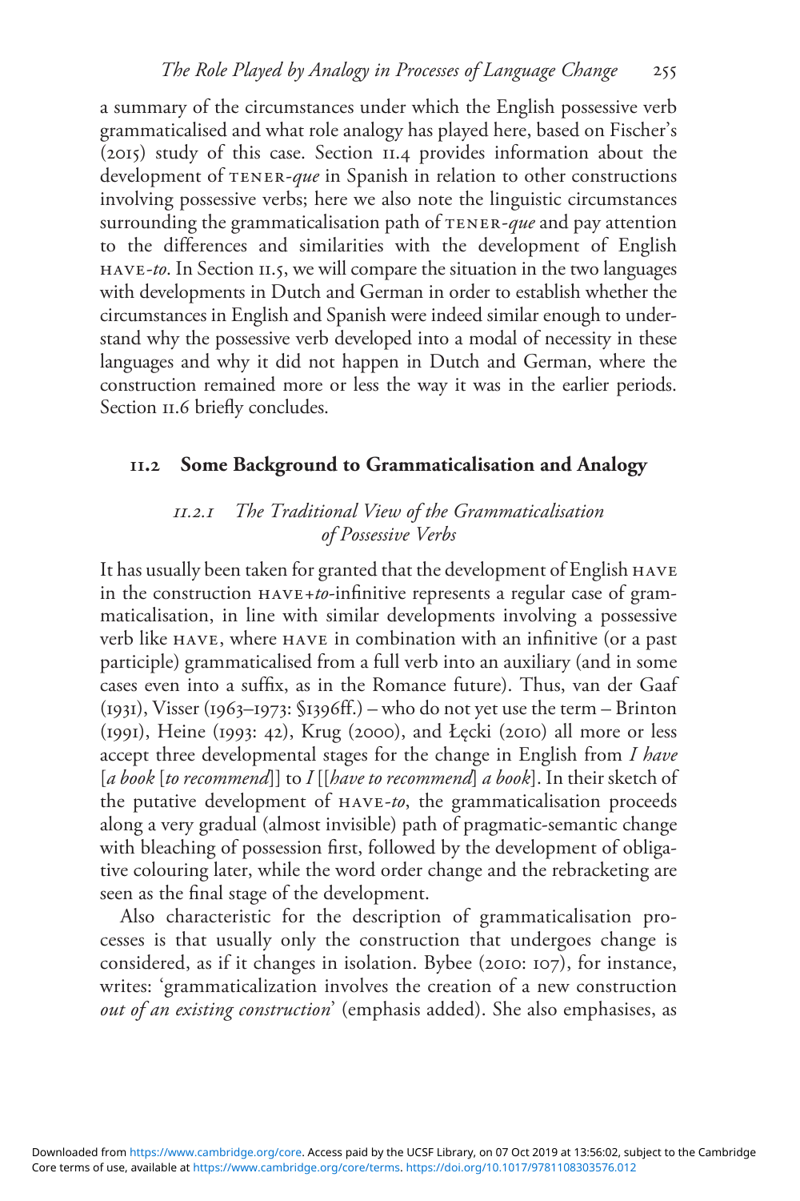a summary of the circumstances under which the English possessive verb grammaticalised and what role analogy has played here, based on Fischer's (2015) study of this case. Section 11.4 provides information about the development of TENER-*que* in Spanish in relation to other constructions involving possessive verbs; here we also note the linguistic circumstances surrounding the grammaticalisation path of TENER-*que* and pay attention to the differences and similarities with the development of English HAVE-*to*. In Section 11.5, we will compare the situation in the two languages with developments in Dutch and German in order to establish whether the circumstances in English and Spanish were indeed similar enough to understand why the possessive verb developed into a modal of necessity in these languages and why it did not happen in Dutch and German, where the construction remained more or less the way it was in the earlier periods. Section 11.6 briefly concludes.

## 11.2 Some Background to Grammaticalisation and Analogy

### *11.2.1 The Traditional View of the Grammaticalisation of Possessive Verbs*

It has usually been taken for granted that the development of English HAVE in the construction HAVE+*to*-infinitive represents a regular case of grammaticalisation, in line with similar developments involving a possessive verb like HAVE, where HAVE in combination with an infinitive (or a past participle) grammaticalised from a full verb into an auxiliary (and in some cases even into a suffix, as in the Romance future). Thus, van der Gaaf (1931), Visser (1963–1973: §1396ff.) – who do not yet use the term – Brinton (1991), Heine (1993: 42), Krug (2000), and Łęcki (2010) all more or less accept three developmental stages for the change in English from *I have* [*a book* [*to recommend*]] to *I* [[*have to recommend*] *a book*]. In their sketch of the putative development of HAVE-*to*, the grammaticalisation proceeds along a very gradual (almost invisible) path of pragmatic-semantic change with bleaching of possession first, followed by the development of obligative colouring later, while the word order change and the rebracketing are seen as the final stage of the development.

Also characteristic for the description of grammaticalisation processes is that usually only the construction that undergoes change is considered, as if it changes in isolation. Bybee (2010: 107), for instance, writes: 'grammaticalization involves the creation of a new construction *out of an existing construction*' (emphasis added). She also emphasises, as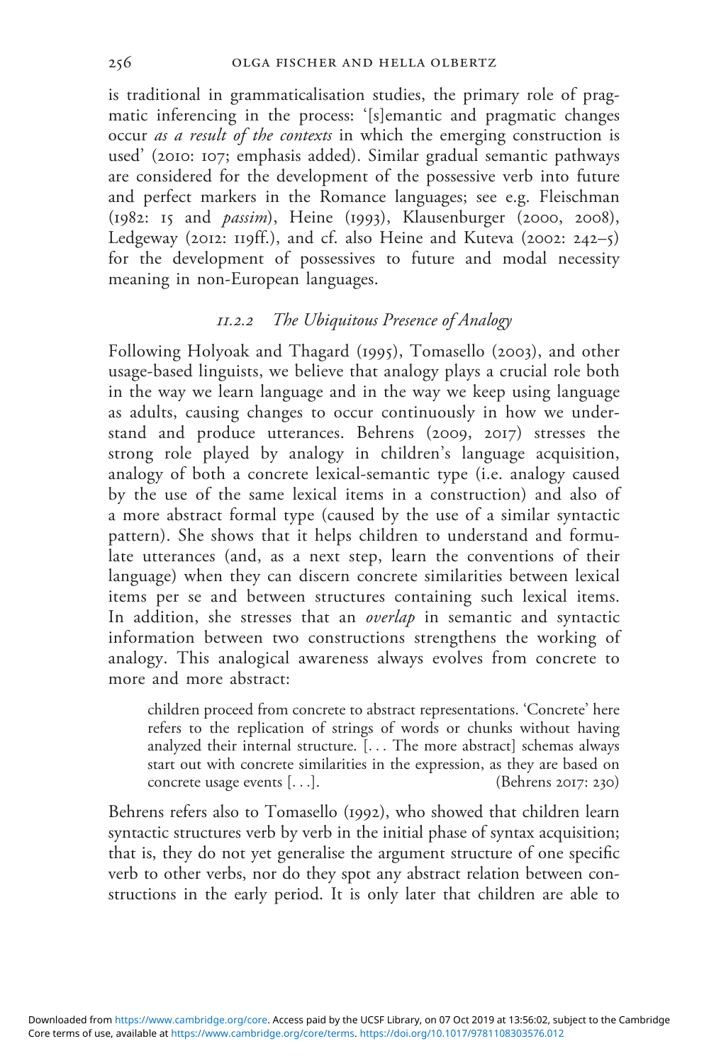is traditional in grammaticalisation studies, the primary role of pragmatic inferencing in the process: '[s]emantic and pragmatic changes occur *as a result of the contexts* in which the emerging construction is used' (2010: 107; emphasis added). Similar gradual semantic pathways are considered for the development of the possessive verb into future and perfect markers in the Romance languages; see e.g. Fleischman (1982: 15 and *passim*), Heine (1993), Klausenburger (2000, 2008), Ledgeway (2012: 119ff.), and cf. also Heine and Kuteva (2002: 242–5) for the development of possessives to future and modal necessity meaning in non-European languages.

### *11.2.2 The Ubiquitous Presence of Analogy*

Following Holyoak and Thagard (1995), Tomasello (2003), and other usage-based linguists, we believe that analogy plays a crucial role both in the way we learn language and in the way we keep using language as adults, causing changes to occur continuously in how we understand and produce utterances. Behrens (2009, 2017) stresses the strong role played by analogy in children's language acquisition, analogy of both a concrete lexical-semantic type (i.e. analogy caused by the use of the same lexical items in a construction) and also of a more abstract formal type (caused by the use of a similar syntactic pattern). She shows that it helps children to understand and formulate utterances (and, as a next step, learn the conventions of their language) when they can discern concrete similarities between lexical items per se and between structures containing such lexical items. In addition, she stresses that an *overlap* in semantic and syntactic information between two constructions strengthens the working of analogy. This analogical awareness always evolves from concrete to more and more abstract:

> children proceed from concrete to abstract representations. 'Concrete' here refers to the replication of strings of words or chunks without having analyzed their internal structure. [. . . The more abstract] schemas always start out with concrete similarities in the expression, as they are based on concrete usage events [. . .]. (Behrens 2017: 230)

Behrens refers also to Tomasello (1992), who showed that children learn syntactic structures verb by verb in the initial phase of syntax acquisition; that is, they do not yet generalise the argument structure of one specific verb to other verbs, nor do they spot any abstract relation between constructions in the early period. It is only later that children are able to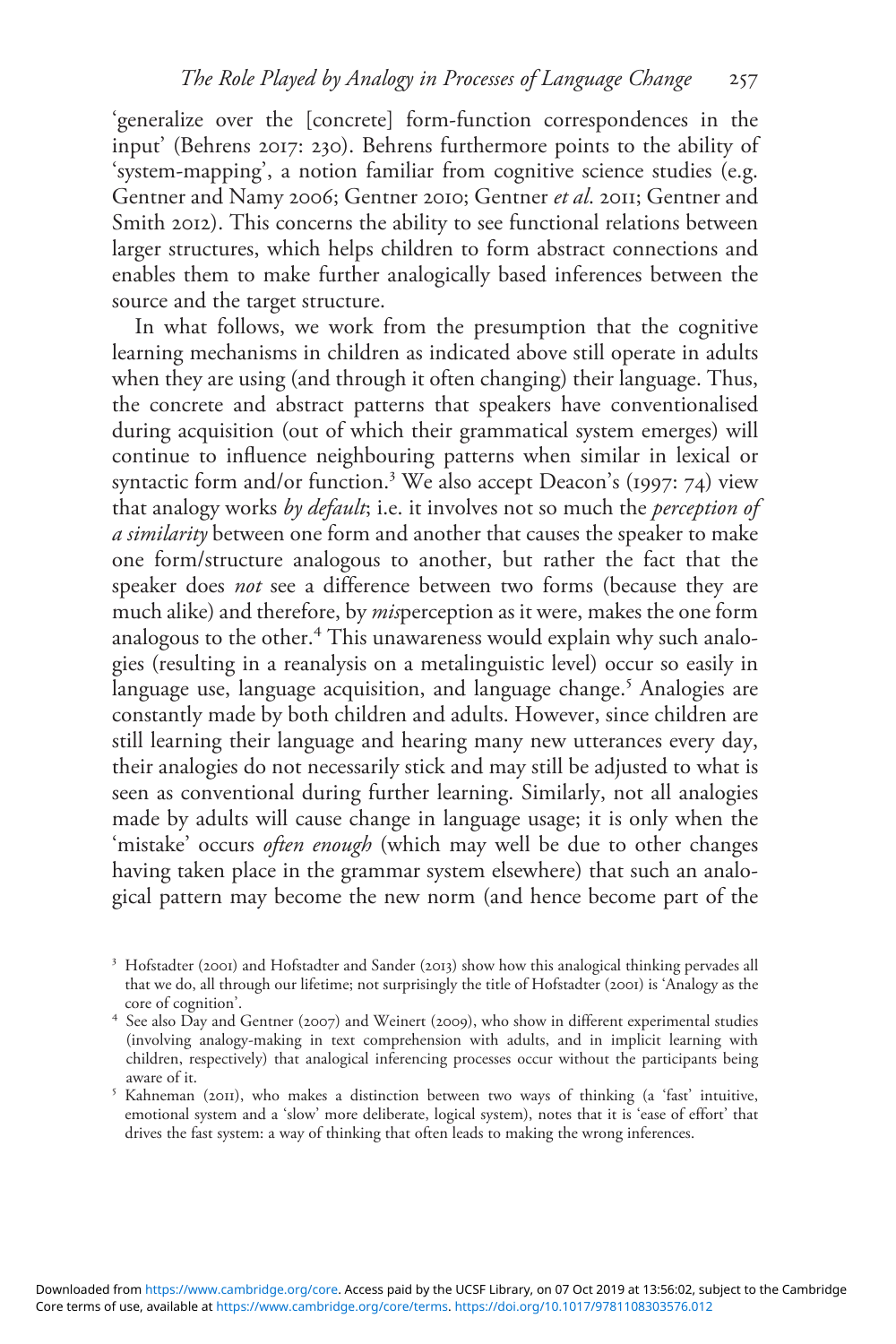'generalize over the [concrete] form-function correspondences in the input' (Behrens 2017: 230). Behrens furthermore points to the ability of 'system-mapping', a notion familiar from cognitive science studies (e.g. Gentner and Namy 2006; Gentner 2010; Gentner *et al*. 2011; Gentner and Smith 2012). This concerns the ability to see functional relations between larger structures, which helps children to form abstract connections and enables them to make further analogically based inferences between the source and the target structure.

In what follows, we work from the presumption that the cognitive learning mechanisms in children as indicated above still operate in adults when they are using (and through it often changing) their language. Thus, the concrete and abstract patterns that speakers have conventionalised during acquisition (out of which their grammatical system emerges) will continue to influence neighbouring patterns when similar in lexical or syntactic form and/or function.[3] We also accept Deacon's (1997: 74) view that analogy works *by default*; i.e. it involves not so much the *perception of a similarity* between one form and another that causes the speaker to make one form/structure analogous to another, but rather the fact that the speaker does *not* see a difference between two forms (because they are much alike) and therefore, by *mis*perception as it were, makes the one form analogous to the other.[4] This unawareness would explain why such analogies (resulting in a reanalysis on a metalinguistic level) occur so easily in language use, language acquisition, and language change.[5] Analogies are constantly made by both children and adults. However, since children are still learning their language and hearing many new utterances every day, their analogies do not necessarily stick and may still be adjusted to what is seen as conventional during further learning. Similarly, not all analogies made by adults will cause change in language usage; it is only when the 'mistake' occurs *often enough* (which may well be due to other changes having taken place in the grammar system elsewhere) that such an analogical pattern may become the new norm (and hence become part of the

[3] Hofstadter (2001) and Hofstadter and Sander (2013) show how this analogical thinking pervades all that we do, all through our lifetime; not surprisingly the title of Hofstadter (2001) is 'Analogy as the core of cognition'.

[4] See also Day and Gentner (2007) and Weinert (2009), who show in different experimental studies (involving analogy-making in text comprehension with adults, and in implicit learning with children, respectively) that analogical inferencing processes occur without the participants being aware of it.

[5] Kahneman (2011), who makes a distinction between two ways of thinking (a 'fast' intuitive, emotional system and a 'slow' more deliberate, logical system), notes that it is 'ease of effort' that drives the fast system: a way of thinking that often leads to making the wrong inferences.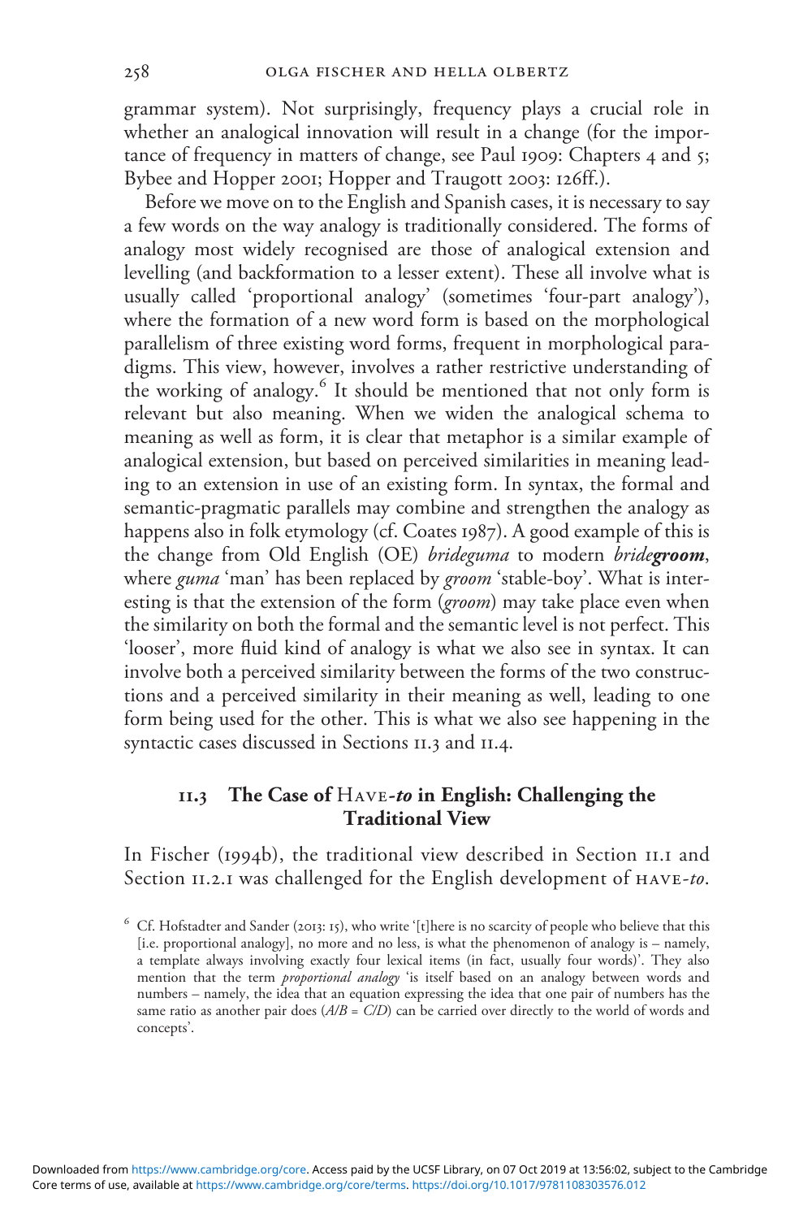grammar system). Not surprisingly, frequency plays a crucial role in whether an analogical innovation will result in a change (for the importance of frequency in matters of change, see Paul 1909: Chapters 4 and 5; Bybee and Hopper 2001; Hopper and Traugott 2003: 126ff.).

Before we move on to the English and Spanish cases, it is necessary to say a few words on the way analogy is traditionally considered. The forms of analogy most widely recognised are those of analogical extension and levelling (and backformation to a lesser extent). These all involve what is usually called 'proportional analogy' (sometimes 'four-part analogy'), where the formation of a new word form is based on the morphological parallelism of three existing word forms, frequent in morphological paradigms. This view, however, involves a rather restrictive understanding of the working of analogy.[6] It should be mentioned that not only form is relevant but also meaning. When we widen the analogical schema to meaning as well as form, it is clear that metaphor is a similar example of analogical extension, but based on perceived similarities in meaning leading to an extension in use of an existing form. In syntax, the formal and semantic-pragmatic parallels may combine and strengthen the analogy as happens also in folk etymology (cf. Coates 1987). A good example of this is the change from Old English (OE) *brideguma* to modern *bride**groom***, where *guma* 'man' has been replaced by *groom* 'stable-boy'. What is interesting is that the extension of the form (*groom*) may take place even when the similarity on both the formal and the semantic level is not perfect. This 'looser', more fluid kind of analogy is what we also see in syntax. It can involve both a perceived similarity between the forms of the two constructions and a perceived similarity in their meaning as well, leading to one form being used for the other. This is what we also see happening in the syntactic cases discussed in Sections 11.3 and 11.4.

## 11.3 The Case of Have-*to* in English: Challenging the Traditional View

In Fischer (1994b), the traditional view described in Section 11.1 and Section 11.2.1 was challenged for the English development of HAVE-*to*.

[6] Cf. Hofstadter and Sander (2013: 15), who write '[t]here is no scarcity of people who believe that this [i.e. proportional analogy], no more and no less, is what the phenomenon of analogy is – namely, a template always involving exactly four lexical items (in fact, usually four words)'. They also mention that the term *proportional analogy* 'is itself based on an analogy between words and numbers – namely, the idea that an equation expressing the idea that one pair of numbers has the same ratio as another pair does (*A*/*B* = *C*/*D*) can be carried over directly to the world of words and concepts'.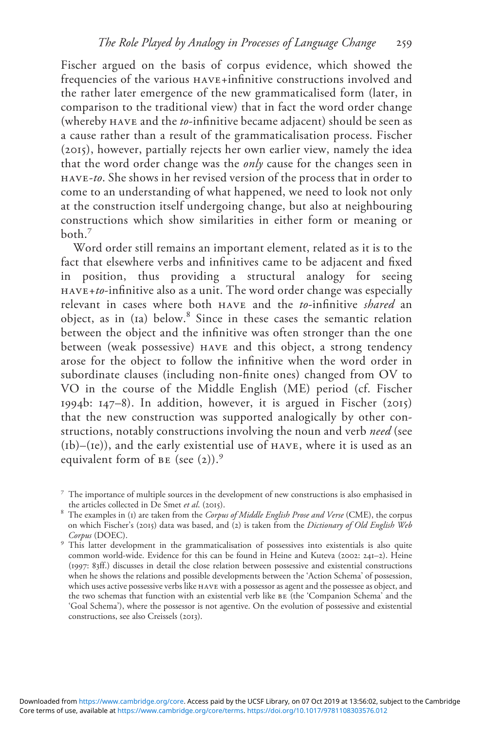Fischer argued on the basis of corpus evidence, which showed the frequencies of the various HAVE+infinitive constructions involved and the rather later emergence of the new grammaticalised form (later, in comparison to the traditional view) that in fact the word order change (whereby HAVE and the *to*-infinitive became adjacent) should be seen as a cause rather than a result of the grammaticalisation process. Fischer (2015), however, partially rejects her own earlier view, namely the idea that the word order change was the *only* cause for the changes seen in HAVE-*to*. She shows in her revised version of the process that in order to come to an understanding of what happened, we need to look not only at the construction itself undergoing change, but also at neighbouring constructions which show similarities in either form or meaning or both.[7]

Word order still remains an important element, related as it is to the fact that elsewhere verbs and infinitives came to be adjacent and fixed in position, thus providing a structural analogy for seeing HAVE+*to*-infinitive also as a unit. The word order change was especially relevant in cases where both HAVE and the *to*-infinitive *shared* an object, as in (1a) below.[8] Since in these cases the semantic relation between the object and the infinitive was often stronger than the one between (weak possessive) HAVE and this object, a strong tendency arose for the object to follow the infinitive when the word order in subordinate clauses (including non-finite ones) changed from OV to VO in the course of the Middle English (ME) period (cf. Fischer 1994b: 147–8). In addition, however, it is argued in Fischer (2015) that the new construction was supported analogically by other constructions, notably constructions involving the noun and verb *need* (see (1b)–(1e)), and the early existential use of HAVE, where it is used as an equivalent form of BE (see (2)).[9]

[7] The importance of multiple sources in the development of new constructions is also emphasised in the articles collected in De Smet *et al.* (2015).

[8] The examples in (1) are taken from the *Corpus of Middle English Prose and Verse* (CME), the corpus on which Fischer's (2015) data was based, and (2) is taken from the *Dictionary of Old English Web Corpus* (DOEC).

[9] This latter development in the grammaticalisation of possessives into existentials is also quite common world-wide. Evidence for this can be found in Heine and Kuteva (2002: 241–2). Heine (1997: 83ff.) discusses in detail the close relation between possessive and existential constructions when he shows the relations and possible developments between the 'Action Schema' of possession, which uses active possessive verbs like HAVE with a possessor as agent and the possessee as object, and the two schemas that function with an existential verb like BE (the 'Companion Schema' and the 'Goal Schema'), where the possessor is not agentive. On the evolution of possessive and existential constructions, see also Creissels (2013).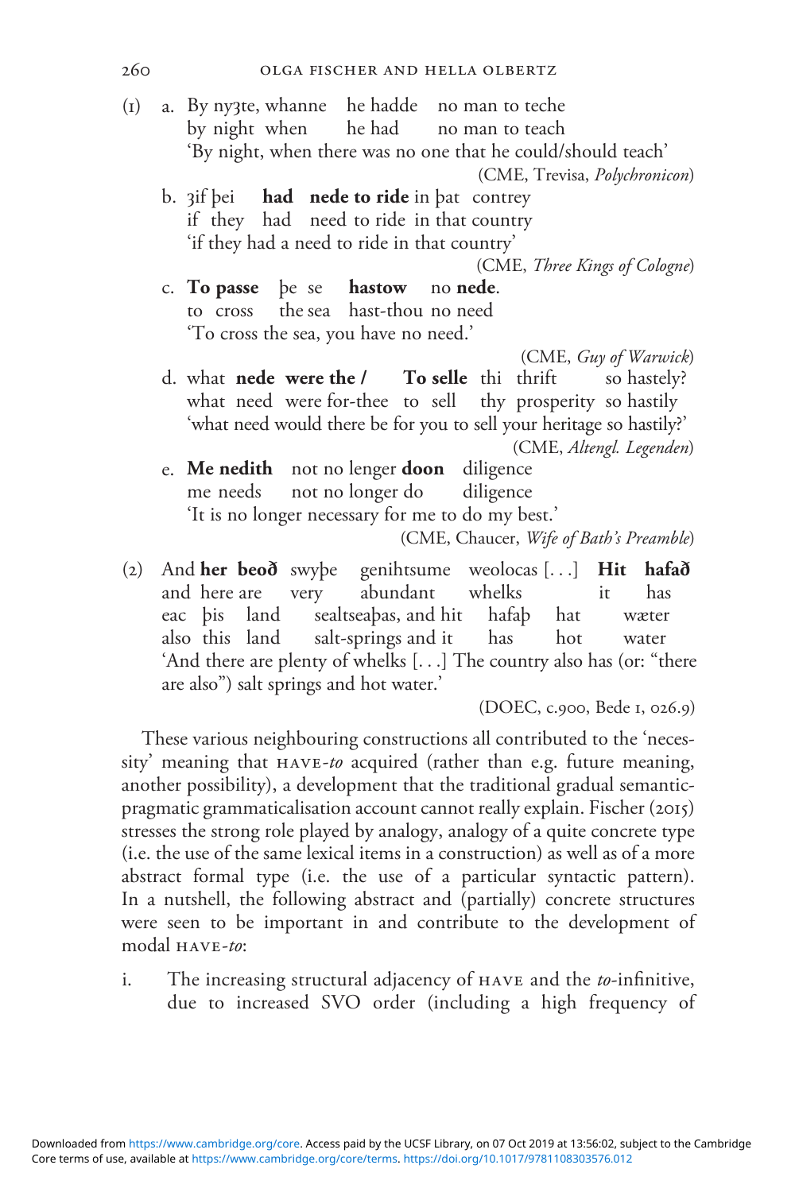(1) a. By ny3te, whanne he hadde no man to teche
by night when he had no man to teach
'By night, when there was no one that he could/should teach'
(CME, Trevisa, *Polychronicon*)

b. 3if þei **had nede to ride** in þat contrey
if they had need to ride in that country
'if they had a need to ride in that country'
(CME, *Three Kings of Cologne*)

c. **To passe** þe se **hastow** no **nede**.
to cross the sea hast-thou no need
'To cross the sea, you have no need.'
(CME, *Guy of Warwick*)

d. what **nede were the / To selle** thi thrift so hastely?
what need were for-thee to sell thy prosperity so hastily
'what need would there be for you to sell your heritage so hastily?'
(CME, *Altengl. Legenden*)

e. **Me nedith** not no lenger **doon** diligence
me needs not no longer do diligence
'It is no longer necessary for me to do my best.'
(CME, Chaucer, *Wife of Bath's Preamble*)

(2) And **her beoð** swyþe genihtsume weolocas [. . .] **Hit hafað**
and here are very abundant whelks it has
eac þis land sealtseaþas, and hit hafaþ hat wæter
also this land salt-springs and it has hot water
'And there are plenty of whelks [. . .] The country also has (or: "there are also") salt springs and hot water.'
(DOEC, c.900, Bede 1, 026.9)

These various neighbouring constructions all contributed to the 'necessity' meaning that HAVE-*to* acquired (rather than e.g. future meaning, another possibility), a development that the traditional gradual semantic-pragmatic grammaticalisation account cannot really explain. Fischer (2015) stresses the strong role played by analogy, analogy of a quite concrete type (i.e. the use of the same lexical items in a construction) as well as of a more abstract formal type (i.e. the use of a particular syntactic pattern). In a nutshell, the following abstract and (partially) concrete structures were seen to be important in and contribute to the development of modal HAVE-*to*:

i. The increasing structural adjacency of HAVE and the *to*-infinitive, due to increased SVO order (including a high frequency of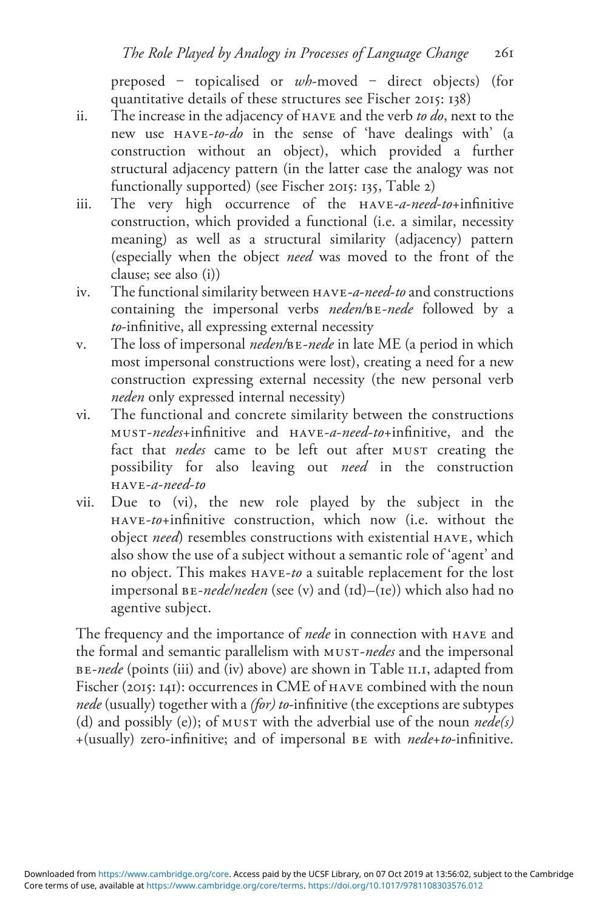preposed – topicalised or *wh*-moved – direct objects) (for quantitative details of these structures see Fischer 2015: 138)

ii. The increase in the adjacency of HAVE and the verb *to do*, next to the new use HAVE-*to-do* in the sense of 'have dealings with' (a construction without an object), which provided a further structural adjacency pattern (in the latter case the analogy was not functionally supported) (see Fischer 2015: 135, Table 2)

iii. The very high occurrence of the HAVE-*a-need-to*+infinitive construction, which provided a functional (i.e. a similar, necessity meaning) as well as a structural similarity (adjacency) pattern (especially when the object *need* was moved to the front of the clause; see also (i))

iv. The functional similarity between HAVE-*a-need-to* and constructions containing the impersonal verbs *neden*/BE-*nede* followed by a *to*-infinitive, all expressing external necessity

v. The loss of impersonal *neden*/BE-*nede* in late ME (a period in which most impersonal constructions were lost), creating a need for a new construction expressing external necessity (the new personal verb *neden* only expressed internal necessity)

vi. The functional and concrete similarity between the constructions MUST-*nedes*+infinitive and HAVE-*a-need-to*+infinitive, and the fact that *nedes* came to be left out after MUST creating the possibility for also leaving out *need* in the construction HAVE-*a-need-to*

vii. Due to (vi), the new role played by the subject in the HAVE-*to*+infinitive construction, which now (i.e. without the object *need*) resembles constructions with existential HAVE, which also show the use of a subject without a semantic role of 'agent' and no object. This makes HAVE-*to* a suitable replacement for the lost impersonal BE-*nede*/*neden* (see (v) and (1d)–(1e)) which also had no agentive subject.

The frequency and the importance of *nede* in connection with HAVE and the formal and semantic parallelism with MUST-*nedes* and the impersonal BE-*nede* (points (iii) and (iv) above) are shown in Table 11.1, adapted from Fischer (2015: 141): occurrences in CME of HAVE combined with the noun *nede* (usually) together with a *(for) to*-infinitive (the exceptions are subtypes (d) and possibly (e)); of MUST with the adverbial use of the noun *nede(s)* +(usually) zero-infinitive; and of impersonal BE with *nede*+*to*-infinitive.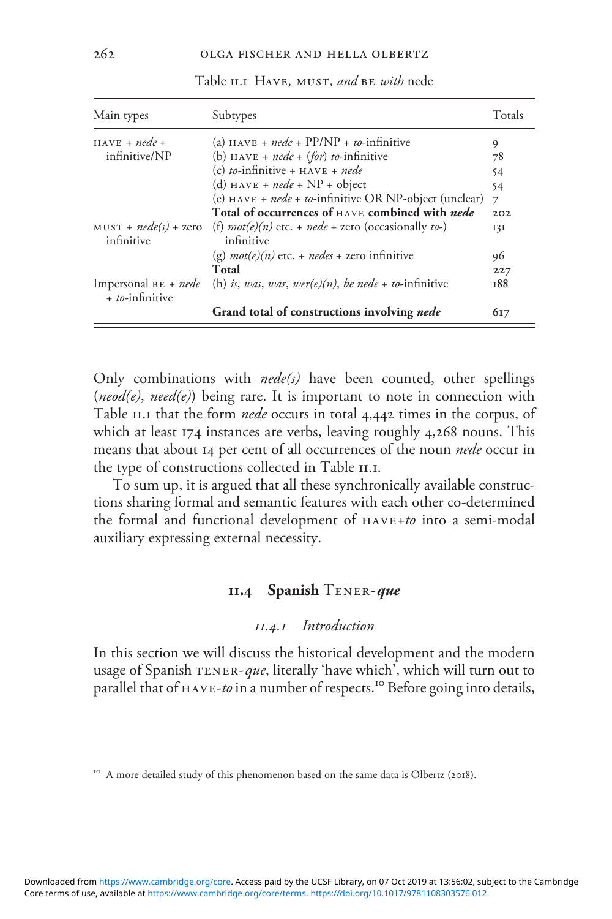Table 11.1 *Have, must, and be with* nede

| Main types | Subtypes | Totals |
|---|---|---|
| HAVE + *nede* + infinitive/NP | (a) HAVE + *nede* + PP/NP + *to*-infinitive | 9 |
| | (b) HAVE + *nede* + (*for*) *to*-infinitive | 78 |
| | (c) *to*-infinitive + HAVE + *nede* | 54 |
| | (d) HAVE + *nede* + NP + object | 54 |
| | (e) HAVE + *nede* + *to*-infinitive OR NP-object (unclear) | 7 |
| | **Total of occurrences of HAVE combined with *nede*** | **202** |
| MUST + *nede(s)* + zero infinitive | (f) *mot(e)(n)* etc. + *nede* + zero (occasionally *to*-) infinitive | 131 |
| | (g) *mot(e)(n)* etc. + *nedes* + zero infinitive | 96 |
| | **Total** | **227** |
| Impersonal BE + *nede* + *to*-infinitive | (h) *is*, *was*, *war*, *wer(e)(n)*, *be nede* + *to*-infinitive | **188** |
| | **Grand total of constructions involving *nede*** | **617** |

Only combinations with *nede(s)* have been counted, other spellings (*neod(e)*, *need(e)*) being rare. It is important to note in connection with Table 11.1 that the form *nede* occurs in total 4,442 times in the corpus, of which at least 174 instances are verbs, leaving roughly 4,268 nouns. This means that about 14 per cent of all occurrences of the noun *nede* occur in the type of constructions collected in Table 11.1.

To sum up, it is argued that all these synchronically available constructions sharing formal and semantic features with each other co-determined the formal and functional development of HAVE+*to* into a semi-modal auxiliary expressing external necessity.

## 11.4 Spanish Tener-*que*

### *11.4.1 Introduction*

In this section we will discuss the historical development and the modern usage of Spanish TENER-*que*, literally 'have which', which will turn out to parallel that of HAVE-*to* in a number of respects.[10] Before going into details,

[10] A more detailed study of this phenomenon based on the same data is Olbertz (2018).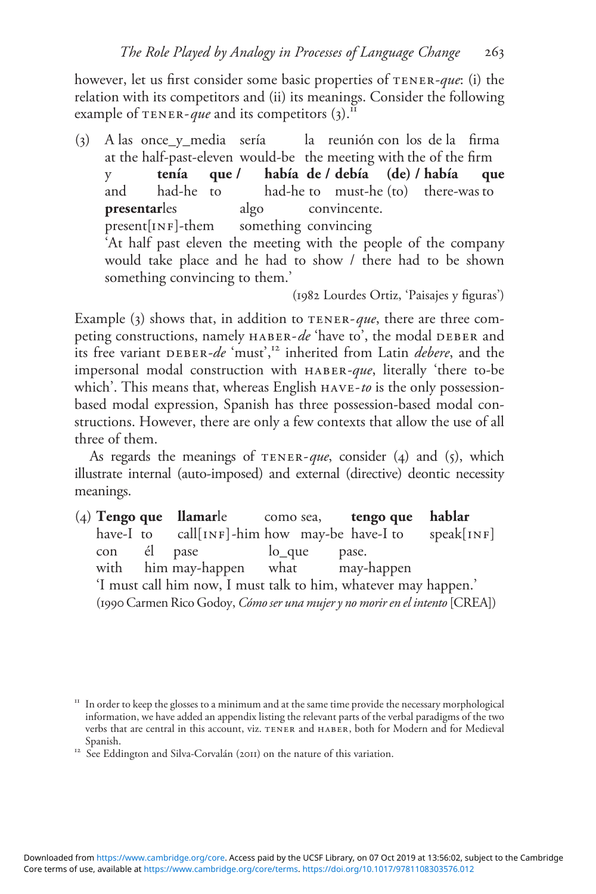however, let us first consider some basic properties of TENER-*que*: (i) the relation with its competitors and (ii) its meanings. Consider the following example of TENER-*que* and its competitors (3).[11]

(3) A las once_y_media sería la reunión con los de la firma
at the half-past-eleven would-be the meeting with the of the firm
y **tenía que** / **había de** / **debía (de)** / **había que**
and had-he to had-he to must-he (to) there-was to
**presentar**les algo convincente.
present[INF]-them something convincing
'At half past eleven the meeting with the people of the company would take place and he had to show / there had to be shown something convincing to them.'
(1982 Lourdes Ortiz, 'Paisajes y figuras')

Example (3) shows that, in addition to TENER-*que*, there are three competing constructions, namely HABER-*de* 'have to', the modal DEBER and its free variant DEBER-*de* 'must',[12] inherited from Latin *debere*, and the impersonal modal construction with HABER-*que*, literally 'there to-be which'. This means that, whereas English HAVE-*to* is the only possession-based modal expression, Spanish has three possession-based modal constructions. However, there are only a few contexts that allow the use of all three of them.

As regards the meanings of TENER-*que*, consider (4) and (5), which illustrate internal (auto-imposed) and external (directive) deontic necessity meanings.

(4) **Tengo que** **llamar**le como sea, **tengo que** **hablar**
have-I to call[INF]-him how may-be have-I to speak[INF]
con él pase lo_que pase.
with him may-happen what may-happen
'I must call him now, I must talk to him, whatever may happen.'
(1990 Carmen Rico Godoy, *Cómo ser una mujer y no morir en el intento* [CREA])

[11] In order to keep the glosses to a minimum and at the same time provide the necessary morphological information, we have added an appendix listing the relevant parts of the verbal paradigms of the two verbs that are central in this account, viz. TENER and HABER, both for Modern and for Medieval Spanish.

[12] See Eddington and Silva-Corvalán (2011) on the nature of this variation.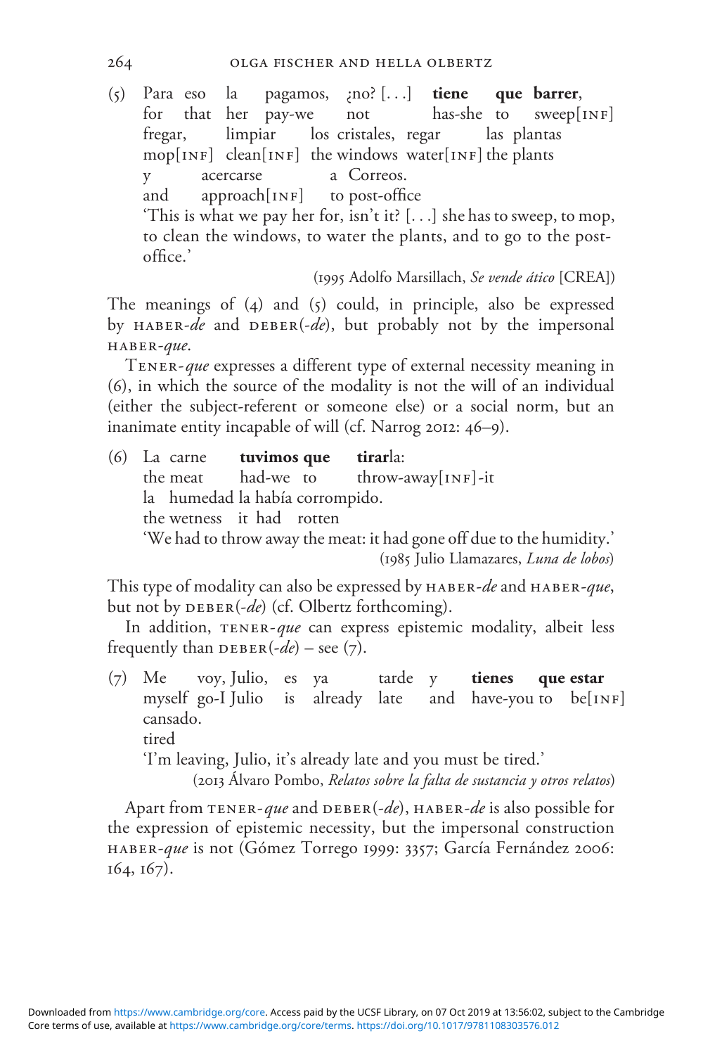(5) Para eso la pagamos, ¿no? [. . .] **tiene que barrer**,
for that her pay-we not has-she to sweep[INF]
fregar, limpiar los cristales, regar las plantas
mop[INF] clean[INF] the windows water[INF] the plants
y acercarse a Correos.
and approach[INF] to post-office
'This is what we pay her for, isn't it? [. . .] she has to sweep, to mop, to clean the windows, to water the plants, and to go to the post-office.'
(1995 Adolfo Marsillach, *Se vende ático* [CREA])

The meanings of (4) and (5) could, in principle, also be expressed by HABER-*de* and DEBER(-*de*), but probably not by the impersonal HABER-*que*.

TENER-*que* expresses a different type of external necessity meaning in (6), in which the source of the modality is not the will of an individual (either the subject-referent or someone else) or a social norm, but an inanimate entity incapable of will (cf. Narrog 2012: 46–9).

(6) La carne **tuvimos que tirar**la:
the meat had-we to throw-away[INF]-it
la humedad la había corrompido.
the wetness it had rotten
'We had to throw away the meat: it had gone off due to the humidity.'
(1985 Julio Llamazares, *Luna de lobos*)

This type of modality can also be expressed by HABER-*de* and HABER-*que*, but not by DEBER(-*de*) (cf. Olbertz forthcoming).

In addition, TENER-*que* can express epistemic modality, albeit less frequently than DEBER(-*de*) – see (7).

(7) Me voy, Julio, es ya tarde y **tienes que estar**
myself go-I Julio is already late and have-you to be[INF]
cansado.
tired
'I'm leaving, Julio, it's already late and you must be tired.'
(2013 Álvaro Pombo, *Relatos sobre la falta de sustancia y otros relatos*)

Apart from TENER-*que* and DEBER(-*de*), HABER-*de* is also possible for the expression of epistemic necessity, but the impersonal construction HABER-*que* is not (Gómez Torrego 1999: 3357; García Fernández 2006: 164, 167).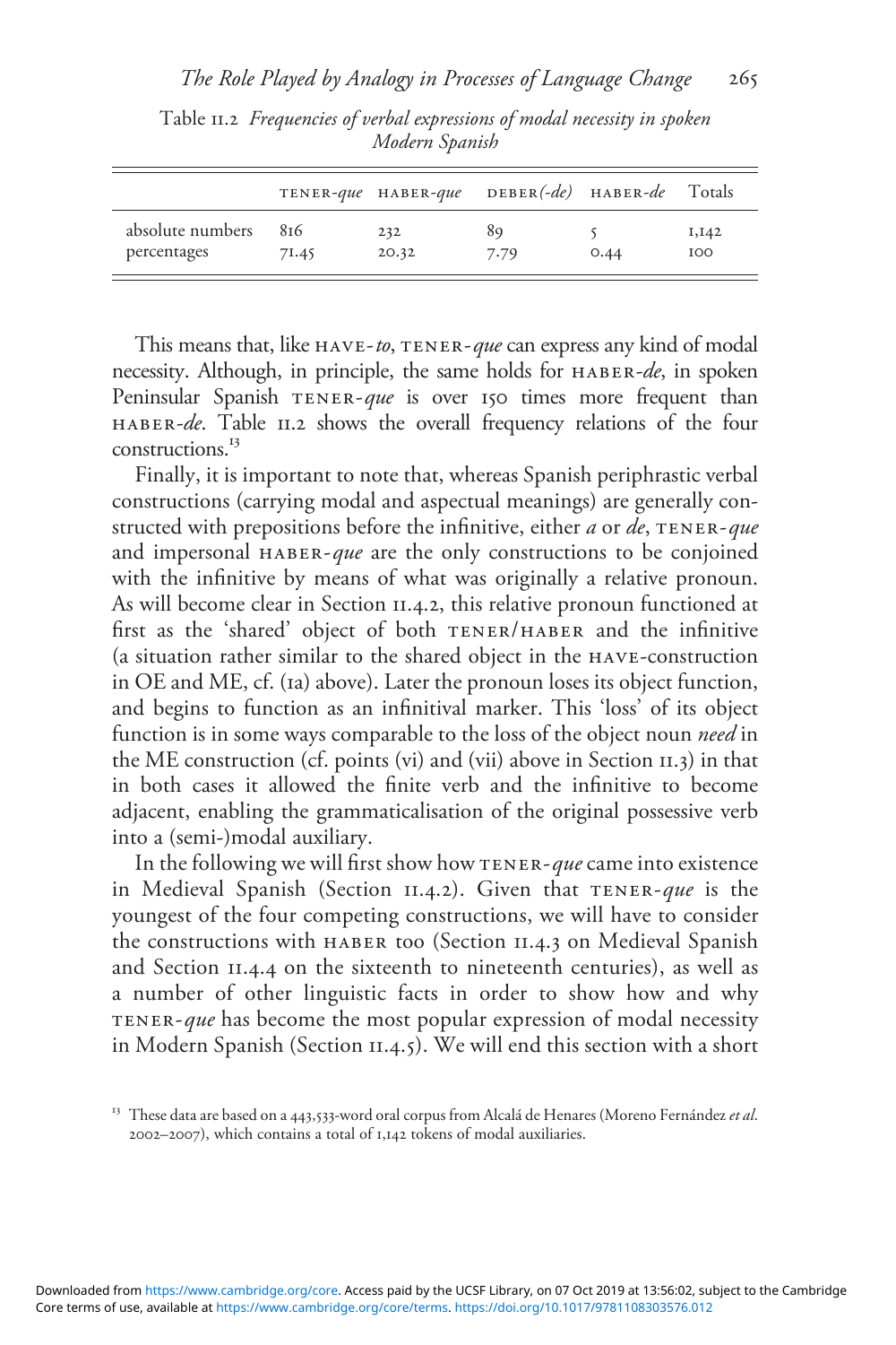Table 11.2 *Frequencies of verbal expressions of modal necessity in spoken Modern Spanish*

| | TENER-*que* | HABER-*que* | DEBER*(-de)* | HABER-*de* | Totals |
|---|---|---|---|---|---|
| absolute numbers | 816 | 232 | 89 | 5 | 1,142 |
| percentages | 71.45 | 20.32 | 7.79 | 0.44 | 100 |

This means that, like HAVE-*to*, TENER-*que* can express any kind of modal necessity. Although, in principle, the same holds for HABER-*de*, in spoken Peninsular Spanish TENER-*que* is over 150 times more frequent than HABER-*de*. Table 11.2 shows the overall frequency relations of the four constructions.[13]

Finally, it is important to note that, whereas Spanish periphrastic verbal constructions (carrying modal and aspectual meanings) are generally constructed with prepositions before the infinitive, either *a* or *de*, TENER-*que* and impersonal HABER-*que* are the only constructions to be conjoined with the infinitive by means of what was originally a relative pronoun. As will become clear in Section 11.4.2, this relative pronoun functioned at first as the 'shared' object of both TENER/HABER and the infinitive (a situation rather similar to the shared object in the HAVE-construction in OE and ME, cf. (1a) above). Later the pronoun loses its object function, and begins to function as an infinitival marker. This 'loss' of its object function is in some ways comparable to the loss of the object noun *need* in the ME construction (cf. points (vi) and (vii) above in Section 11.3) in that in both cases it allowed the finite verb and the infinitive to become adjacent, enabling the grammaticalisation of the original possessive verb into a (semi-)modal auxiliary.

In the following we will first show how TENER-*que* came into existence in Medieval Spanish (Section 11.4.2). Given that TENER-*que* is the youngest of the four competing constructions, we will have to consider the constructions with HABER too (Section 11.4.3 on Medieval Spanish and Section 11.4.4 on the sixteenth to nineteenth centuries), as well as a number of other linguistic facts in order to show how and why TENER-*que* has become the most popular expression of modal necessity in Modern Spanish (Section 11.4.5). We will end this section with a short

[13] These data are based on a 443,533-word oral corpus from Alcalá de Henares (Moreno Fernández *et al.* 2002–2007), which contains a total of 1,142 tokens of modal auxiliaries.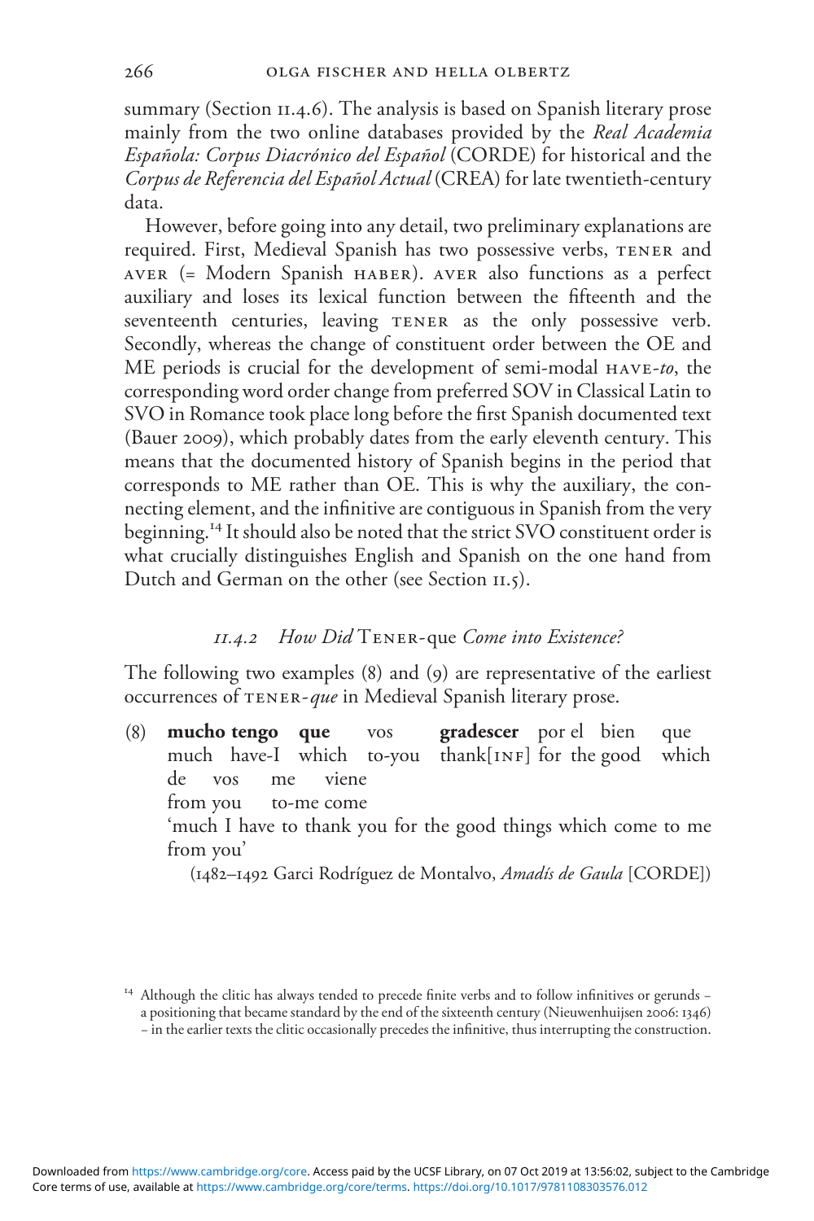summary (Section 11.4.6). The analysis is based on Spanish literary prose mainly from the two online databases provided by the *Real Academia Española: Corpus Diacrónico del Español* (CORDE) for historical and the *Corpus de Referencia del Español Actual* (CREA) for late twentieth-century data.

However, before going into any detail, two preliminary explanations are required. First, Medieval Spanish has two possessive verbs, TENER and AVER (= Modern Spanish HABER). AVER also functions as a perfect auxiliary and loses its lexical function between the fifteenth and the seventeenth centuries, leaving TENER as the only possessive verb. Secondly, whereas the change of constituent order between the OE and ME periods is crucial for the development of semi-modal HAVE-*to*, the corresponding word order change from preferred SOV in Classical Latin to SVO in Romance took place long before the first Spanish documented text (Bauer 2009), which probably dates from the early eleventh century. This means that the documented history of Spanish begins in the period that corresponds to ME rather than OE. This is why the auxiliary, the connecting element, and the infinitive are contiguous in Spanish from the very beginning.[14] It should also be noted that the strict SVO constituent order is what crucially distinguishes English and Spanish on the one hand from Dutch and German on the other (see Section 11.5).

### *11.4.2 How Did* TENER-que *Come into Existence?*

The following two examples (8) and (9) are representative of the earliest occurrences of TENER-*que* in Medieval Spanish literary prose.

(8) **mucho tengo que** vos **gradescer** por el bien que de vos me viene
much have-I which to-you thank[INF] for the good which from you to-me come
'much I have to thank you for the good things which come to me from you'
(1482–1492 Garci Rodríguez de Montalvo, *Amadís de Gaula* [CORDE])

[14] Although the clitic has always tended to precede finite verbs and to follow infinitives or gerunds – a positioning that became standard by the end of the sixteenth century (Nieuwenhuijsen 2006: 1346) – in the earlier texts the clitic occasionally precedes the infinitive, thus interrupting the construction.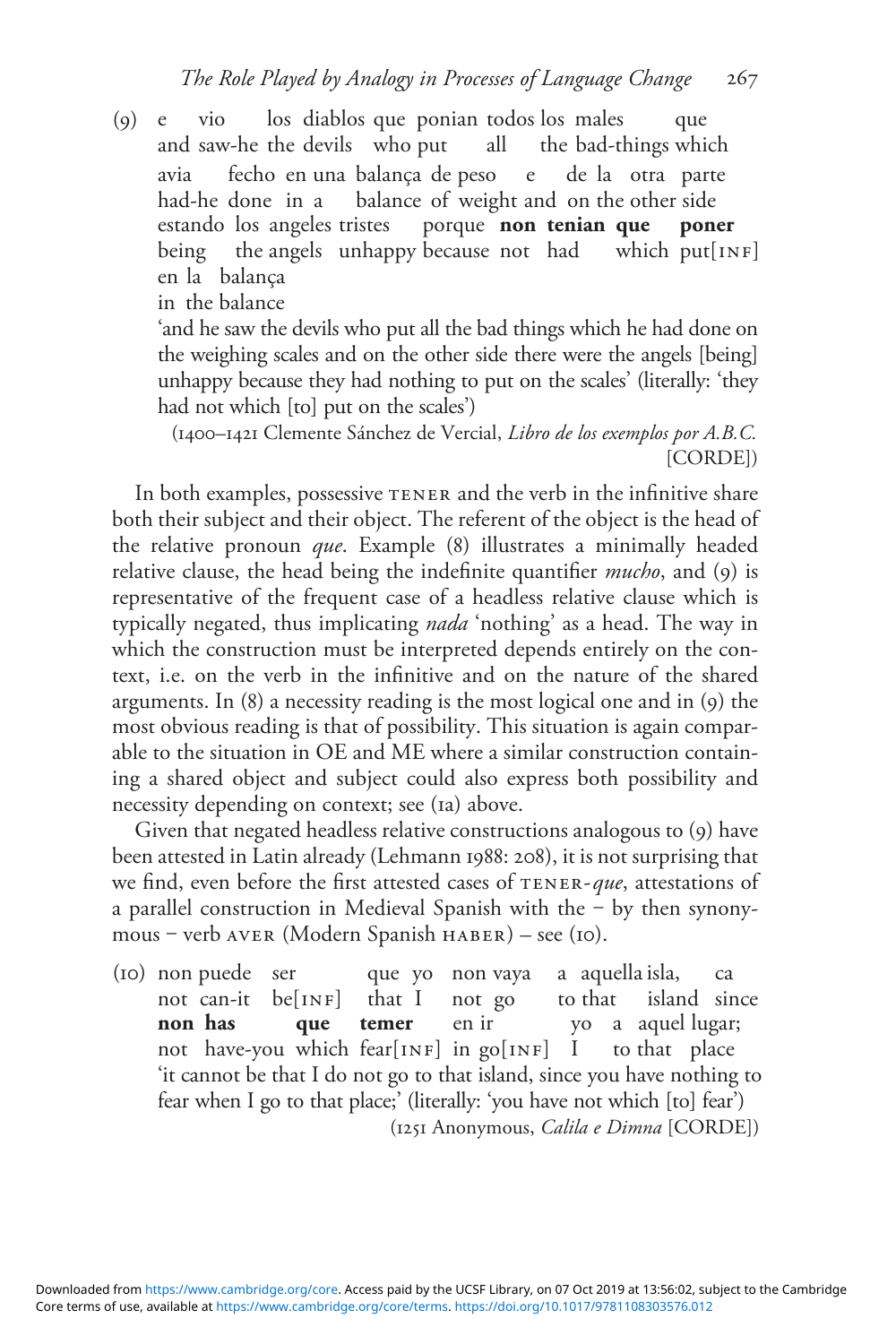(9) e vio los diablos que ponian todos los males que
    and saw-he the devils who put all the bad-things which
    avia fecho en una balança de peso e de la otra parte
    had-he done in a balance of weight and on the other side
    estando los angeles tristes porque **non tenian que poner**
    being the angels unhappy because not had which put[INF]
    en la balança
    in the balance
    'and he saw the devils who put all the bad things which he had done on the weighing scales and on the other side there were the angels [being] unhappy because they had nothing to put on the scales' (literally: 'they had not which [to] put on the scales')
    (1400–1421 Clemente Sánchez de Vercial, *Libro de los exemplos por A.B.C.* [CORDE])

In both examples, possessive TENER and the verb in the infinitive share both their subject and their object. The referent of the object is the head of the relative pronoun *que*. Example (8) illustrates a minimally headed relative clause, the head being the indefinite quantifier *mucho*, and (9) is representative of the frequent case of a headless relative clause which is typically negated, thus implicating *nada* 'nothing' as a head. The way in which the construction must be interpreted depends entirely on the context, i.e. on the verb in the infinitive and on the nature of the shared arguments. In (8) a necessity reading is the most logical one and in (9) the most obvious reading is that of possibility. This situation is again comparable to the situation in OE and ME where a similar construction containing a shared object and subject could also express both possibility and necessity depending on context; see (1a) above.

Given that negated headless relative constructions analogous to (9) have been attested in Latin already (Lehmann 1988: 208), it is not surprising that we find, even before the first attested cases of TENER-*que*, attestations of a parallel construction in Medieval Spanish with the – by then synonymous – verb AVER (Modern Spanish HABER) – see (10).

(10) non puede ser que yo non vaya a aquella isla, ca
     not can-it be[INF] that I not go to that island since
     **non has que temer** en ir yo a aquel lugar;
     not have-you which fear[INF] in go[INF] I to that place
     'it cannot be that I do not go to that island, since you have nothing to fear when I go to that place;' (literally: 'you have not which [to] fear')
     (1251 Anonymous, *Calila e Dimna* [CORDE])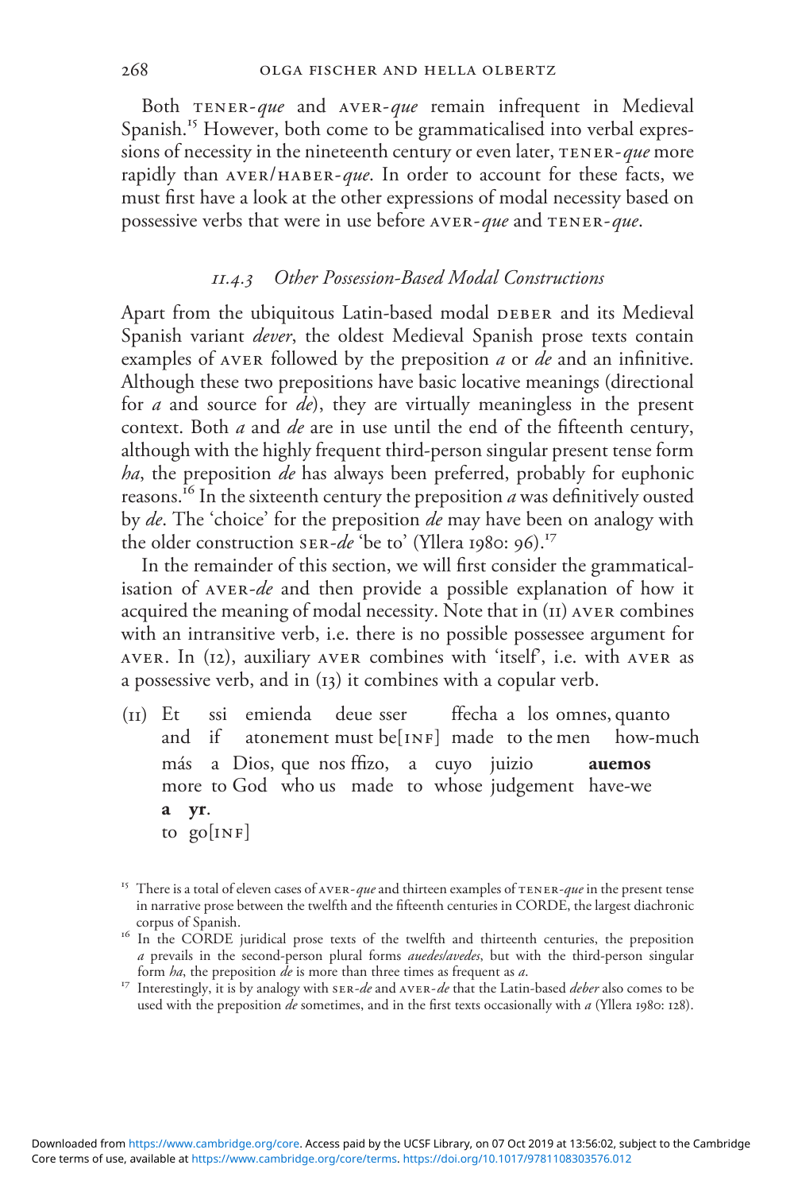Both TENER-*que* and AVER-*que* remain infrequent in Medieval Spanish.[15] However, both come to be grammaticalised into verbal expressions of necessity in the nineteenth century or even later, TENER-*que* more rapidly than AVER/HABER-*que*. In order to account for these facts, we must first have a look at the other expressions of modal necessity based on possessive verbs that were in use before AVER-*que* and TENER-*que*.

### *11.4.3 Other Possession-Based Modal Constructions*

Apart from the ubiquitous Latin-based modal DEBER and its Medieval Spanish variant *dever*, the oldest Medieval Spanish prose texts contain examples of AVER followed by the preposition *a* or *de* and an infinitive. Although these two prepositions have basic locative meanings (directional for *a* and source for *de*), they are virtually meaningless in the present context. Both *a* and *de* are in use until the end of the fifteenth century, although with the highly frequent third-person singular present tense form *ha*, the preposition *de* has always been preferred, probably for euphonic reasons.[16] In the sixteenth century the preposition *a* was definitively ousted by *de*. The 'choice' for the preposition *de* may have been on analogy with the older construction SER-*de* 'be to' (Yllera 1980: 96).[17]

In the remainder of this section, we will first consider the grammaticalisation of AVER-*de* and then provide a possible explanation of how it acquired the meaning of modal necessity. Note that in (11) AVER combines with an intransitive verb, i.e. there is no possible possessee argument for AVER. In (12), auxiliary AVER combines with 'itself', i.e. with AVER as a possessive verb, and in (13) it combines with a copular verb.

(11) Et ssi emienda deue sser ffecha a los omnes, quanto
and if atonement must be[INF] made to the men how-much
más a Dios, que nos ffizo, a cuyo juizio **auemos**
more to God who us made to whose judgement have-we
**a yr**.
to go[INF]

---

[15] There is a total of eleven cases of AVER-*que* and thirteen examples of TENER-*que* in the present tense in narrative prose between the twelfth and the fifteenth centuries in CORDE, the largest diachronic corpus of Spanish.

[16] In the CORDE juridical prose texts of the twelfth and thirteenth centuries, the preposition *a* prevails in the second-person plural forms *auedes/avedes*, but with the third-person singular form *há*, the preposition *de* is more than three times as frequent as *a*.

[17] Interestingly, it is by analogy with SER-*de* and AVER-*de* that the Latin-based *deber* also comes to be used with the preposition *de* sometimes, and in the first texts occasionally with *a* (Yllera 1980: 128).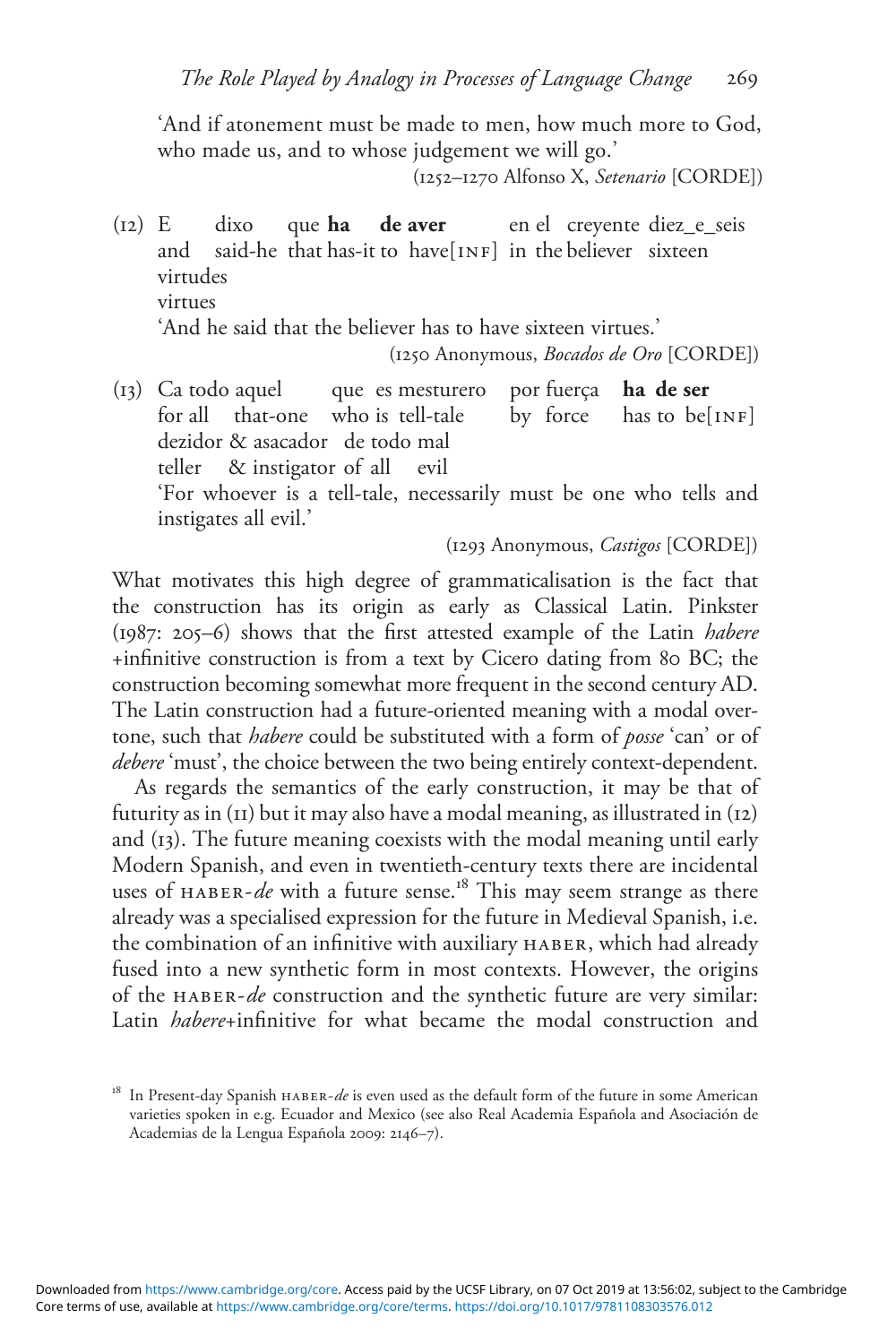'And if atonement must be made to men, how much more to God, who made us, and to whose judgement we will go.'

(1252–1270 Alfonso X, *Setenario* [CORDE])

(12) E dixo que **ha de aver** en el creyente diez_e_seis virtudes
and said-he that has-it to have[INF] in the believer sixteen virtues
'And he said that the believer has to have sixteen virtues.'

(1250 Anonymous, *Bocados de Oro* [CORDE])

(13) Ca todo aquel que es mesturero por fuerça **ha de ser** dezidor & asacador de todo mal
for all that-one who is tell-tale by force has to be[INF] teller & instigator of all evil
'For whoever is a tell-tale, necessarily must be one who tells and instigates all evil.'

(1293 Anonymous, *Castigos* [CORDE])

What motivates this high degree of grammaticalisation is the fact that the construction has its origin as early as Classical Latin. Pinkster (1987: 205–6) shows that the first attested example of the Latin *habere* +infinitive construction is from a text by Cicero dating from 80 BC; the construction becoming somewhat more frequent in the second century AD. The Latin construction had a future-oriented meaning with a modal overtone, such that *habere* could be substituted with a form of *posse* 'can' or of *debere* 'must', the choice between the two being entirely context-dependent.

As regards the semantics of the early construction, it may be that of futurity as in (11) but it may also have a modal meaning, as illustrated in (12) and (13). The future meaning coexists with the modal meaning until early Modern Spanish, and even in twentieth-century texts there are incidental uses of HABER-*de* with a future sense.[18] This may seem strange as there already was a specialised expression for the future in Medieval Spanish, i.e. the combination of an infinitive with auxiliary HABER, which had already fused into a new synthetic form in most contexts. However, the origins of the HABER-*de* construction and the synthetic future are very similar: Latin *habere*+infinitive for what became the modal construction and

[18] In Present-day Spanish HABER-*de* is even used as the default form of the future in some American varieties spoken in e.g. Ecuador and Mexico (see also Real Academia Española and Asociación de Academias de la Lengua Española 2009: 2146–7).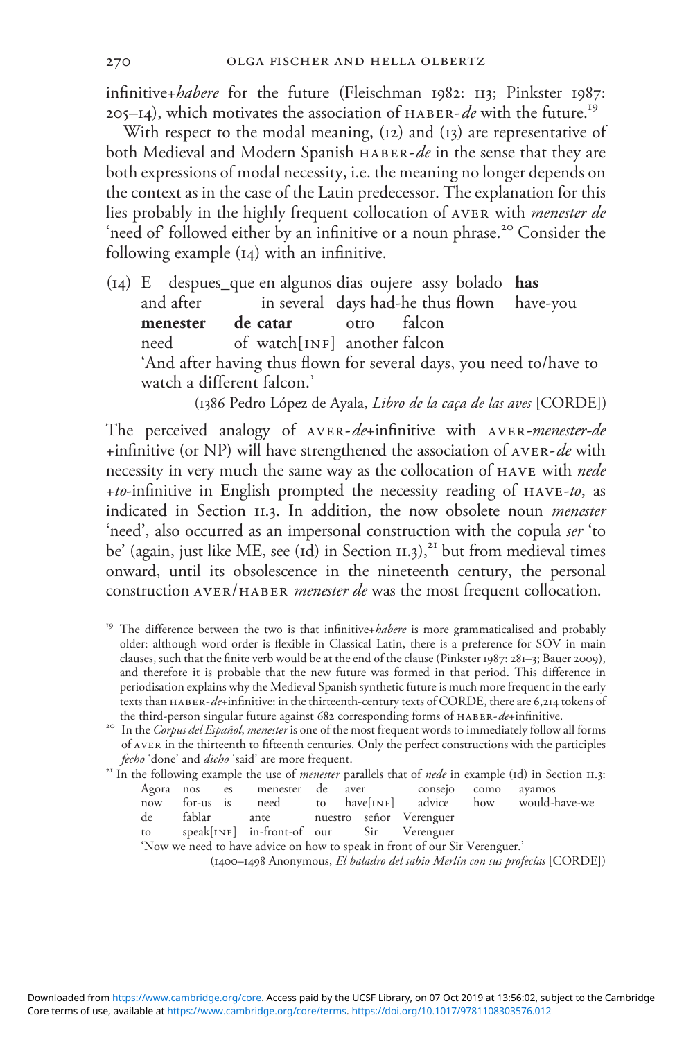infinitive+*habere* for the future (Fleischman 1982: 113; Pinkster 1987: 205–14), which motivates the association of HABER-*de* with the future.[19]

With respect to the modal meaning, (12) and (13) are representative of both Medieval and Modern Spanish HABER-*de* in the sense that they are both expressions of modal necessity, i.e. the meaning no longer depends on the context as in the case of the Latin predecessor. The explanation for this lies probably in the highly frequent collocation of AVER with *menester de* 'need of' followed either by an infinitive or a noun phrase.[20] Consider the following example (14) with an infinitive.

(14) E despues_que en algunos dias oujere assy bolado **has menester de catar** otro falcon
and after in several days had-he thus flown have-you need of watch[INF] another falcon
'And after having thus flown for several days, you need to/have to watch a different falcon.'
(1386 Pedro López de Ayala, *Libro de la caça de las aves* [CORDE])

The perceived analogy of AVER-*de*+infinitive with AVER-*menester*-*de* +infinitive (or NP) will have strengthened the association of AVER-*de* with necessity in very much the same way as the collocation of HAVE with *nede* +*to*-infinitive in English prompted the necessity reading of HAVE-*to*, as indicated in Section 11.3. In addition, the now obsolete noun *menester* 'need', also occurred as an impersonal construction with the copula *ser* 'to be' (again, just like ME, see (1d) in Section 11.3),[21] but from medieval times onward, until its obsolescence in the nineteenth century, the personal construction AVER/HABER *menester de* was the most frequent collocation.

[19] The difference between the two is that infinitive+*habere* is more grammaticalised and probably older: although word order is flexible in Classical Latin, there is a preference for SOV in main clauses, such that the finite verb would be at the end of the clause (Pinkster 1987: 281–3; Bauer 2009), and therefore it is probable that the new future was formed in that period. This difference in periodisation explains why the Medieval Spanish synthetic future is much more frequent in the early texts than HABER-*de*+infinitive: in the thirteenth-century texts of CORDE, there are 6,214 tokens of the third-person singular future against 682 corresponding forms of HABER-*de*+infinitive.

[20] In the *Corpus del Español*, *menester* is one of the most frequent words to immediately follow all forms of AVER in the thirteenth to fifteenth centuries. Only the perfect constructions with the participles *fecho* 'done' and *dicho* 'said' are more frequent.

[21] In the following example the use of *menester* parallels that of *nede* in example (1d) in Section 11.3:
Agora nos es menester de aver consejo como ayamos de fablar ante nuestro señor Verenguer
now for-us is need to have[INF] advice how would-have-we to speak[INF] in-front-of our Sir Verenguer
'Now we need to have advice on how to speak in front of our Sir Verenguer.'
(1400–1498 Anonymous, *El baladro del sabio Merlín con sus profecías* [CORDE])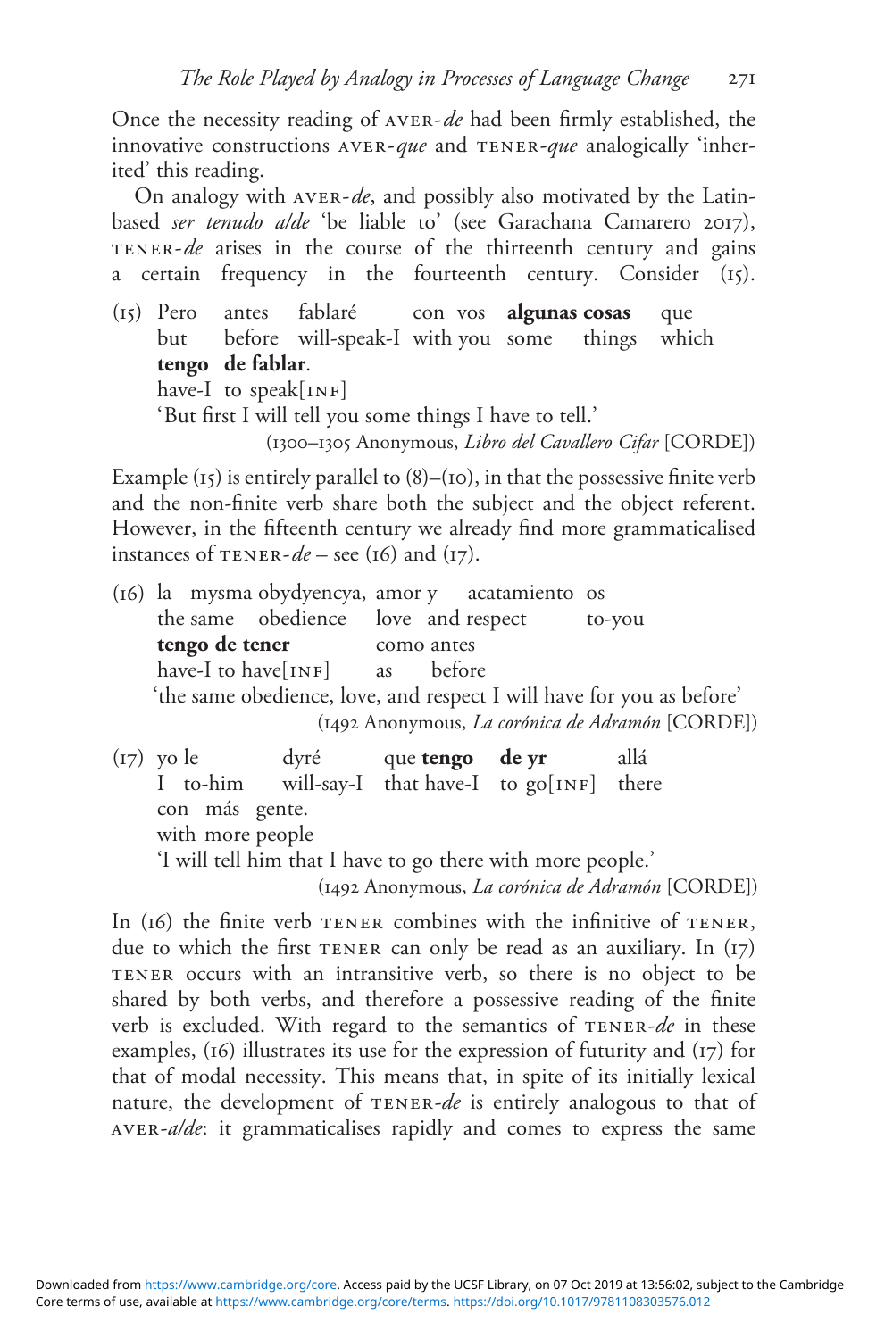Once the necessity reading of AVER-*de* had been firmly established, the innovative constructions AVER-*que* and TENER-*que* analogically 'inherited' this reading.

On analogy with AVER-*de*, and possibly also motivated by the Latin-based *ser tenudo a/de* 'be liable to' (see Garachana Camarero 2017), TENER-*de* arises in the course of the thirteenth century and gains a certain frequency in the fourteenth century. Consider (15).

(15) Pero antes fablaré con vos **algunas cosas** que
 but before will-speak-I with you some things which
 **tengo de fablar**.
 have-I to speak[INF]
 'But first I will tell you some things I have to tell.'
 (1300–1305 Anonymous, *Libro del Cavallero Cifar* [CORDE])

Example (15) is entirely parallel to (8)–(10), in that the possessive finite verb and the non-finite verb share both the subject and the object referent. However, in the fifteenth century we already find more grammaticalised instances of TENER-*de* – see (16) and (17).

(16) la mysma obydyencya, amor y acatamiento os
 the same obedience love and respect to-you
 **tengo de tener** como antes
 have-I to have[INF] as before
 'the same obedience, love, and respect I will have for you as before'
 (1492 Anonymous, *La corónica de Adramón* [CORDE])

(17) yo le dyré que **tengo de yr** allá
 I to-him will-say-I that have-I to go[INF] there
 con más gente.
 with more people
 'I will tell him that I have to go there with more people.'
 (1492 Anonymous, *La corónica de Adramón* [CORDE])

In (16) the finite verb TENER combines with the infinitive of TENER, due to which the first TENER can only be read as an auxiliary. In (17) TENER occurs with an intransitive verb, so there is no object to be shared by both verbs, and therefore a possessive reading of the finite verb is excluded. With regard to the semantics of TENER-*de* in these examples, (16) illustrates its use for the expression of futurity and (17) for that of modal necessity. This means that, in spite of its initially lexical nature, the development of TENER-*de* is entirely analogous to that of AVER-*a/de*: it grammaticalises rapidly and comes to express the same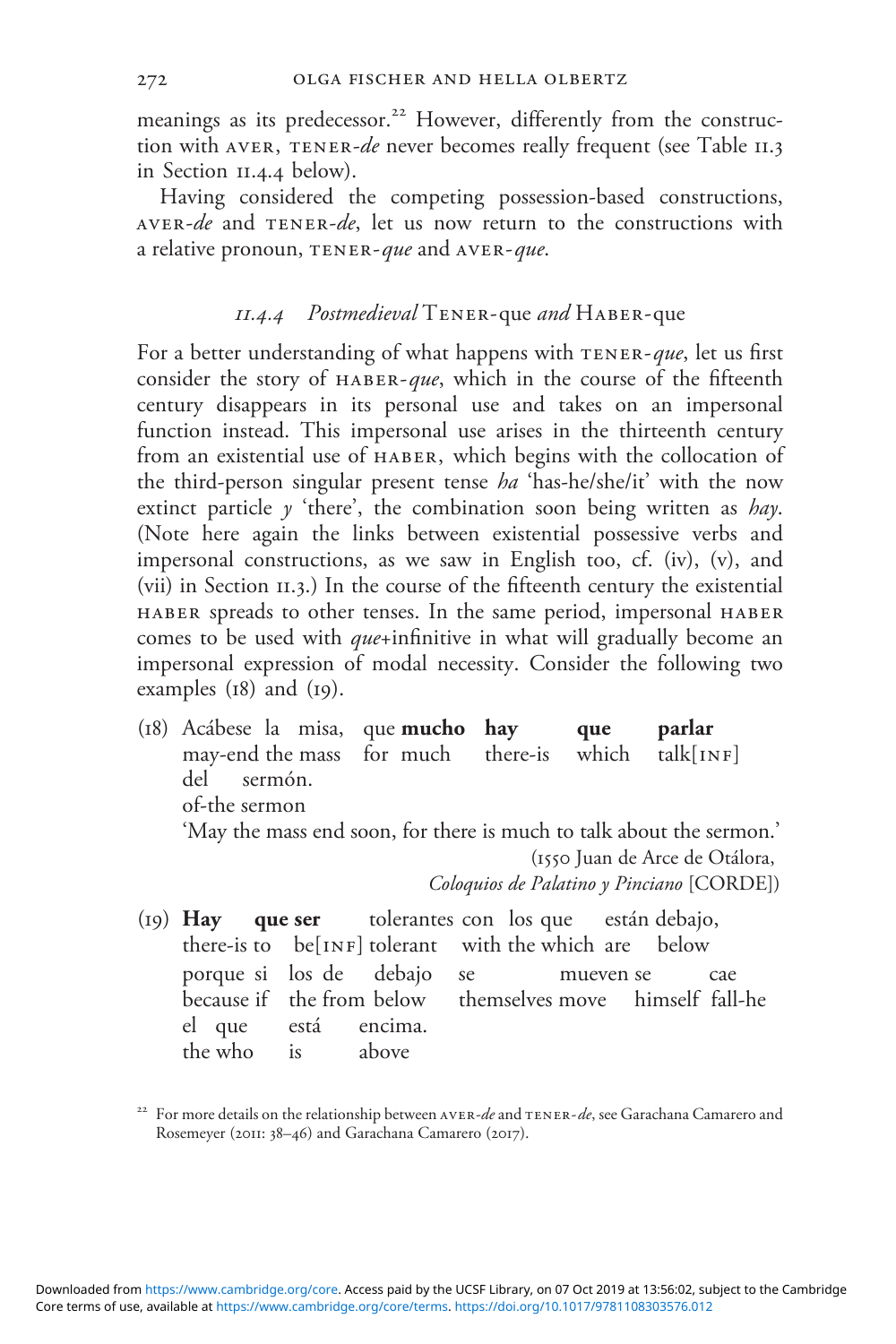meanings as its predecessor.[22] However, differently from the construction with AVER, TENER-*de* never becomes really frequent (see Table 11.3 in Section 11.4.4 below).

Having considered the competing possession-based constructions, AVER-*de* and TENER-*de*, let us now return to the constructions with a relative pronoun, TENER-*que* and AVER-*que*.

### *11.4.4 Postmedieval* TENER-que *and* HABER-que

For a better understanding of what happens with TENER-*que*, let us first consider the story of HABER-*que*, which in the course of the fifteenth century disappears in its personal use and takes on an impersonal function instead. This impersonal use arises in the thirteenth century from an existential use of HABER, which begins with the collocation of the third-person singular present tense *ha* 'has-he/she/it' with the now extinct particle *y* 'there', the combination soon being written as *hay*. (Note here again the links between existential possessive verbs and impersonal constructions, as we saw in English too, cf. (iv), (v), and (vii) in Section 11.3.) In the course of the fifteenth century the existential HABER spreads to other tenses. In the same period, impersonal HABER comes to be used with *que*+infinitive in what will gradually become an impersonal expression of modal necessity. Consider the following two examples (18) and (19).

(18) Acábese la misa, que **mucho** **hay** **que** **parlar**
may-end the mass for much there-is which talk[INF]
del sermón.
of-the sermon
'May the mass end soon, for there is much to talk about the sermon.'
(1550 Juan de Arce de Otálora, *Coloquios de Palatino y Pinciano* [CORDE])

(19) **Hay** **que ser** tolerantes con los que están debajo,
there-is to be[INF] tolerant with the which are below
porque si los de debajo se mueven se cae
because if the from below themselves move himself fall-he
el que está encima.
the who is above

[22] For more details on the relationship between AVER-*de* and TENER-*de*, see Garachana Camarero and Rosemeyer (2011: 38–46) and Garachana Camarero (2017).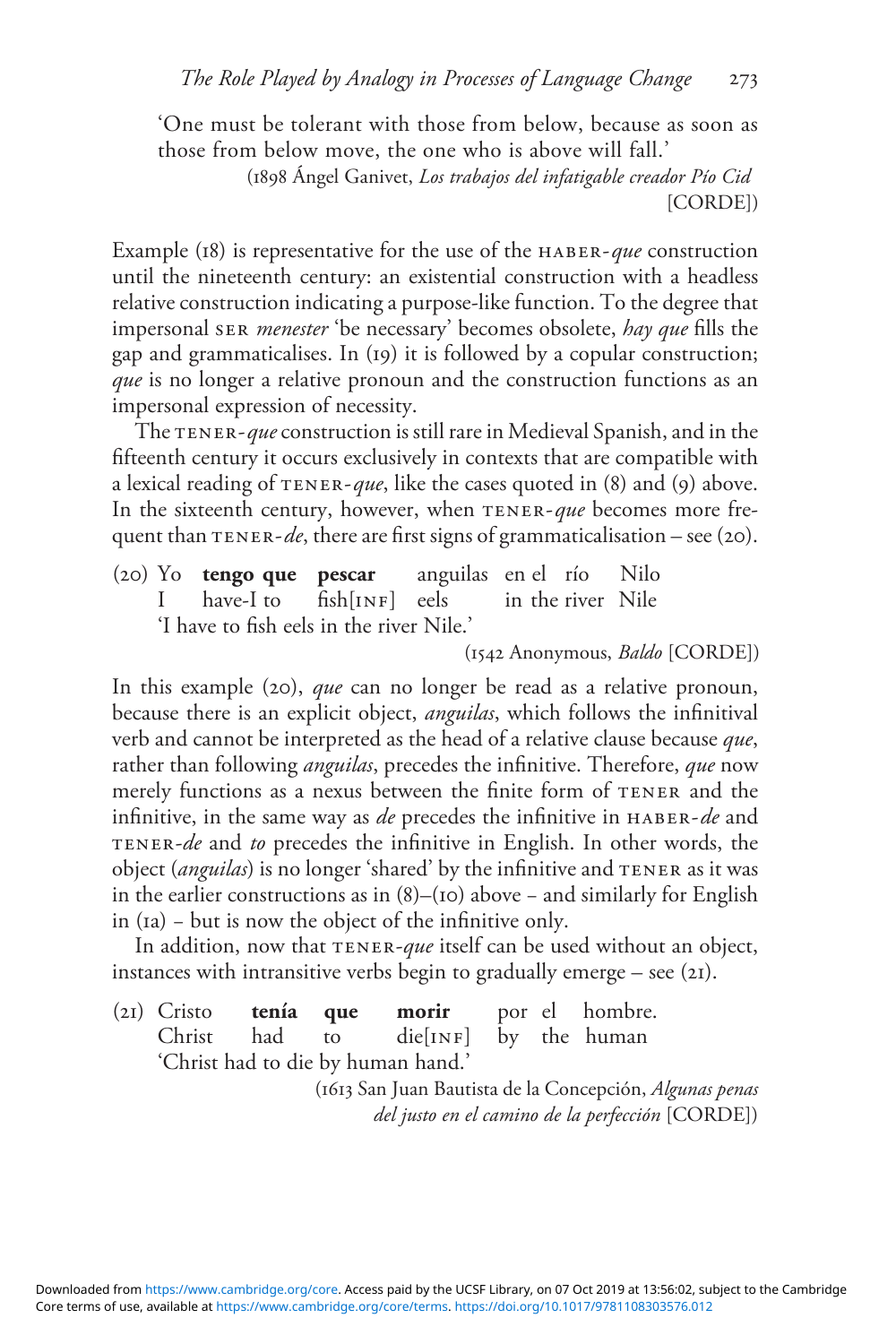'One must be tolerant with those from below, because as soon as those from below move, the one who is above will fall.'

(1898 Ángel Ganivet, *Los trabajos del infatigable creador Pío Cid* [CORDE])

Example (18) is representative for the use of the HABER-*que* construction until the nineteenth century: an existential construction with a headless relative construction indicating a purpose-like function. To the degree that impersonal SER *menester* 'be necessary' becomes obsolete, *hay que* fills the gap and grammaticalises. In (19) it is followed by a copular construction; *que* is no longer a relative pronoun and the construction functions as an impersonal expression of necessity.

The TENER-*que* construction is still rare in Medieval Spanish, and in the fifteenth century it occurs exclusively in contexts that are compatible with a lexical reading of TENER-*que*, like the cases quoted in (8) and (9) above. In the sixteenth century, however, when TENER-*que* becomes more frequent than TENER-*de*, there are first signs of grammaticalisation – see (20).

(20) Yo **tengo que** **pescar** anguilas en el río Nilo
I have-I to fish[INF] eels in the river Nile
'I have to fish eels in the river Nile.'

(1542 Anonymous, *Baldo* [CORDE])

In this example (20), *que* can no longer be read as a relative pronoun, because there is an explicit object, *anguilas*, which follows the infinitival verb and cannot be interpreted as the head of a relative clause because *que*, rather than following *anguilas*, precedes the infinitive. Therefore, *que* now merely functions as a nexus between the finite form of TENER and the infinitive, in the same way as *de* precedes the infinitive in HABER-*de* and TENER-*de* and *to* precedes the infinitive in English. In other words, the object (*anguilas*) is no longer 'shared' by the infinitive and TENER as it was in the earlier constructions as in (8)–(10) above – and similarly for English in (1a) – but is now the object of the infinitive only.

In addition, now that TENER-*que* itself can be used without an object, instances with intransitive verbs begin to gradually emerge – see (21).

(21) Cristo **tenía** **que** **morir** por el hombre.
Christ had to die[INF] by the human
'Christ had to die by human hand.'

(1613 San Juan Bautista de la Concepción, *Algunas penas del justo en el camino de la perfección* [CORDE])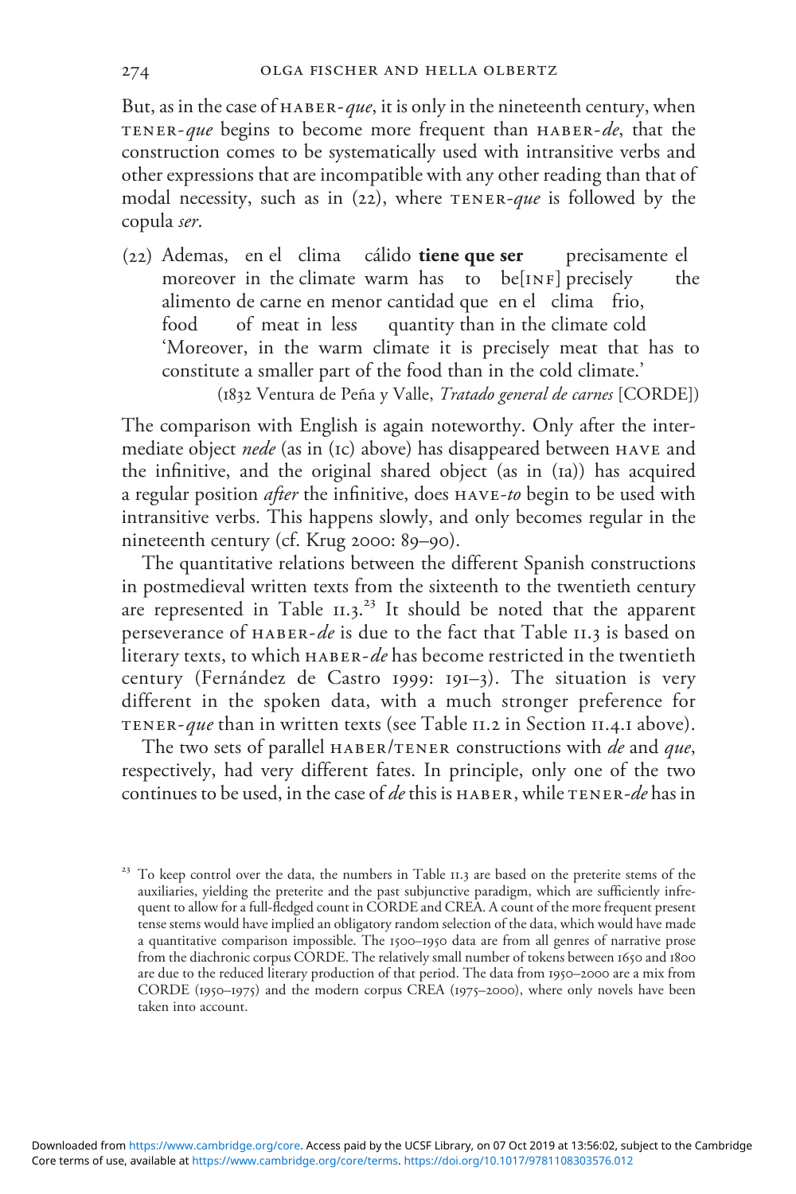But, as in the case of HABER-*que*, it is only in the nineteenth century, when TENER-*que* begins to become more frequent than HABER-*de*, that the construction comes to be systematically used with intransitive verbs and other expressions that are incompatible with any other reading than that of modal necessity, such as in (22), where TENER-*que* is followed by the copula *ser*.

(22) Ademas, en el clima cálido **tiene que ser** precisamente el
moreover in the climate warm has to be[INF] precisely the
alimento de carne en menor cantidad que en el clima frio,
food of meat in less quantity than in the climate cold
'Moreover, in the warm climate it is precisely meat that has to constitute a smaller part of the food than in the cold climate.'
(1832 Ventura de Peña y Valle, *Tratado general de carnes* [CORDE])

The comparison with English is again noteworthy. Only after the intermediate object *nede* (as in (1c) above) has disappeared between HAVE and the infinitive, and the original shared object (as in (1a)) has acquired a regular position *after* the infinitive, does HAVE-*to* begin to be used with intransitive verbs. This happens slowly, and only becomes regular in the nineteenth century (cf. Krug 2000: 89–90).

The quantitative relations between the different Spanish constructions in postmedieval written texts from the sixteenth to the twentieth century are represented in Table 11.3.[23] It should be noted that the apparent perseverance of HABER-*de* is due to the fact that Table 11.3 is based on literary texts, to which HABER-*de* has become restricted in the twentieth century (Fernández de Castro 1999: 191–3). The situation is very different in the spoken data, with a much stronger preference for TENER-*que* than in written texts (see Table 11.2 in Section 11.4.1 above).

The two sets of parallel HABER/TENER constructions with *de* and *que*, respectively, had very different fates. In principle, only one of the two continues to be used, in the case of *de* this is HABER, while TENER-*de* has in

[23] To keep control over the data, the numbers in Table 11.3 are based on the preterite stems of the auxiliaries, yielding the preterite and the past subjunctive paradigm, which are sufficiently infrequent to allow for a full-fledged count in CORDE and CREA. A count of the more frequent present tense stems would have implied an obligatory random selection of the data, which would have made a quantitative comparison impossible. The 1500–1950 data are from all genres of narrative prose from the diachronic corpus CORDE. The relatively small number of tokens between 1650 and 1800 are due to the reduced literary production of that period. The data from 1950–2000 are a mix from CORDE (1950–1975) and the modern corpus CREA (1975–2000), where only novels have been taken into account.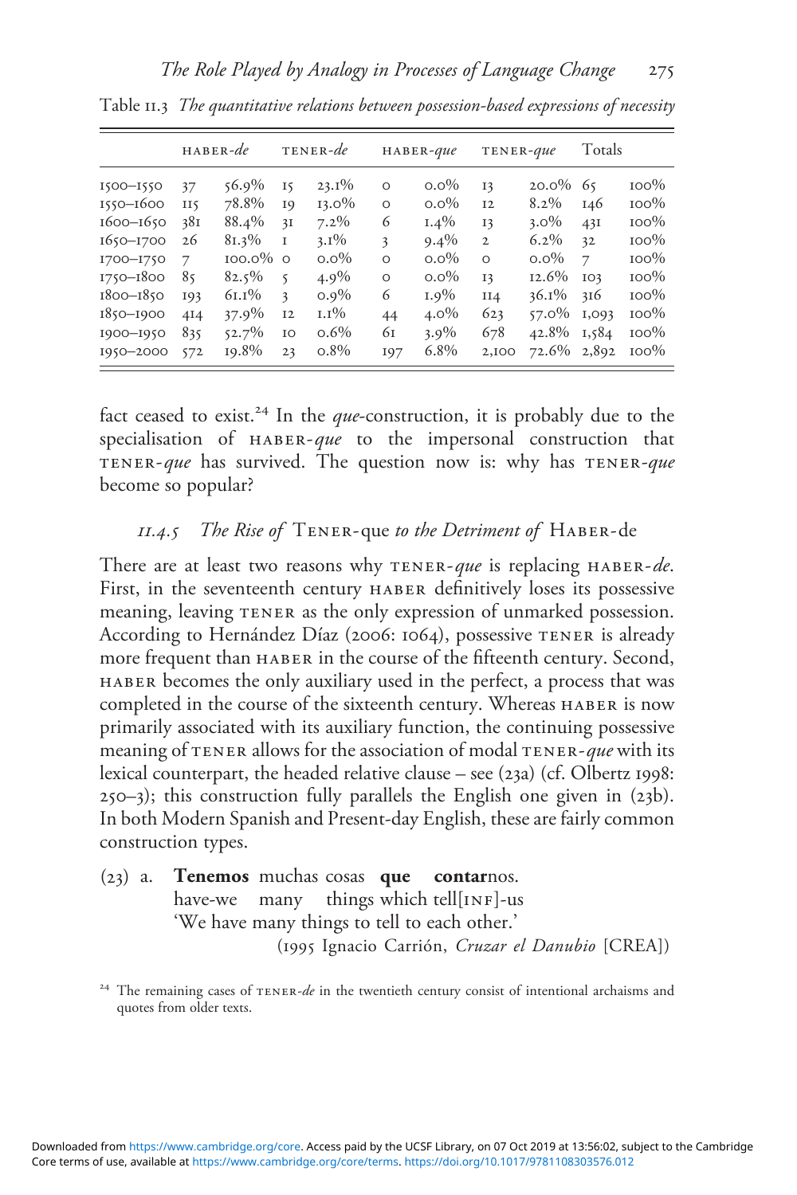Table 11.3 *The quantitative relations between possession-based expressions of necessity*

| | HABER-*de* | | TENER-*de* | | HABER-*que* | | TENER-*que* | | Totals | |
|---|---|---|---|---|---|---|---|---|---|---|
| 1500–1550 | 37 | 56.9% | 15 | 23.1% | 0 | 0.0% | 13 | 20.0% | 65 | 100% |
| 1550–1600 | 115 | 78.8% | 19 | 13.0% | 0 | 0.0% | 12 | 8.2% | 146 | 100% |
| 1600–1650 | 381 | 88.4% | 31 | 7.2% | 6 | 1.4% | 13 | 3.0% | 431 | 100% |
| 1650–1700 | 26 | 81.3% | 1 | 3.1% | 3 | 9.4% | 2 | 6.2% | 32 | 100% |
| 1700–1750 | 7 | 100.0% | 0 | 0.0% | 0 | 0.0% | 0 | 0.0% | 7 | 100% |
| 1750–1800 | 85 | 82.5% | 5 | 4.9% | 0 | 0.0% | 13 | 12.6% | 103 | 100% |
| 1800–1850 | 193 | 61.1% | 3 | 0.9% | 6 | 1.9% | 114 | 36.1% | 316 | 100% |
| 1850–1900 | 414 | 37.9% | 12 | 1.1% | 44 | 4.0% | 623 | 57.0% | 1,093 | 100% |
| 1900–1950 | 835 | 52.7% | 10 | 0.6% | 61 | 3.9% | 678 | 42.8% | 1,584 | 100% |
| 1950–2000 | 572 | 19.8% | 23 | 0.8% | 197 | 6.8% | 2,100 | 72.6% | 2,892 | 100% |

fact ceased to exist.[24] In the *que*-construction, it is probably due to the specialisation of HABER-*que* to the impersonal construction that TENER-*que* has survived. The question now is: why has TENER-*que* become so popular?

### 11.4.5 *The Rise of* TENER-que *to the Detriment of* HABER-de

There are at least two reasons why TENER-*que* is replacing HABER-*de*. First, in the seventeenth century HABER definitively loses its possessive meaning, leaving TENER as the only expression of unmarked possession. According to Hernández Díaz (2006: 1064), possessive TENER is already more frequent than HABER in the course of the fifteenth century. Second, HABER becomes the only auxiliary used in the perfect, a process that was completed in the course of the sixteenth century. Whereas HABER is now primarily associated with its auxiliary function, the continuing possessive meaning of TENER allows for the association of modal TENER-*que* with its lexical counterpart, the headed relative clause – see (23a) (cf. Olbertz 1998: 250–3); this construction fully parallels the English one given in (23b). In both Modern Spanish and Present-day English, these are fairly common construction types.

(23) a. **Tenemos** muchas cosas **que** **contar**nos.
have-we many things which tell[INF]-us
'We have many things to tell to each other.'
(1995 Ignacio Carrión, *Cruzar el Danubio* [CREA])

[24] The remaining cases of TENER-*de* in the twentieth century consist of intentional archaisms and quotes from older texts.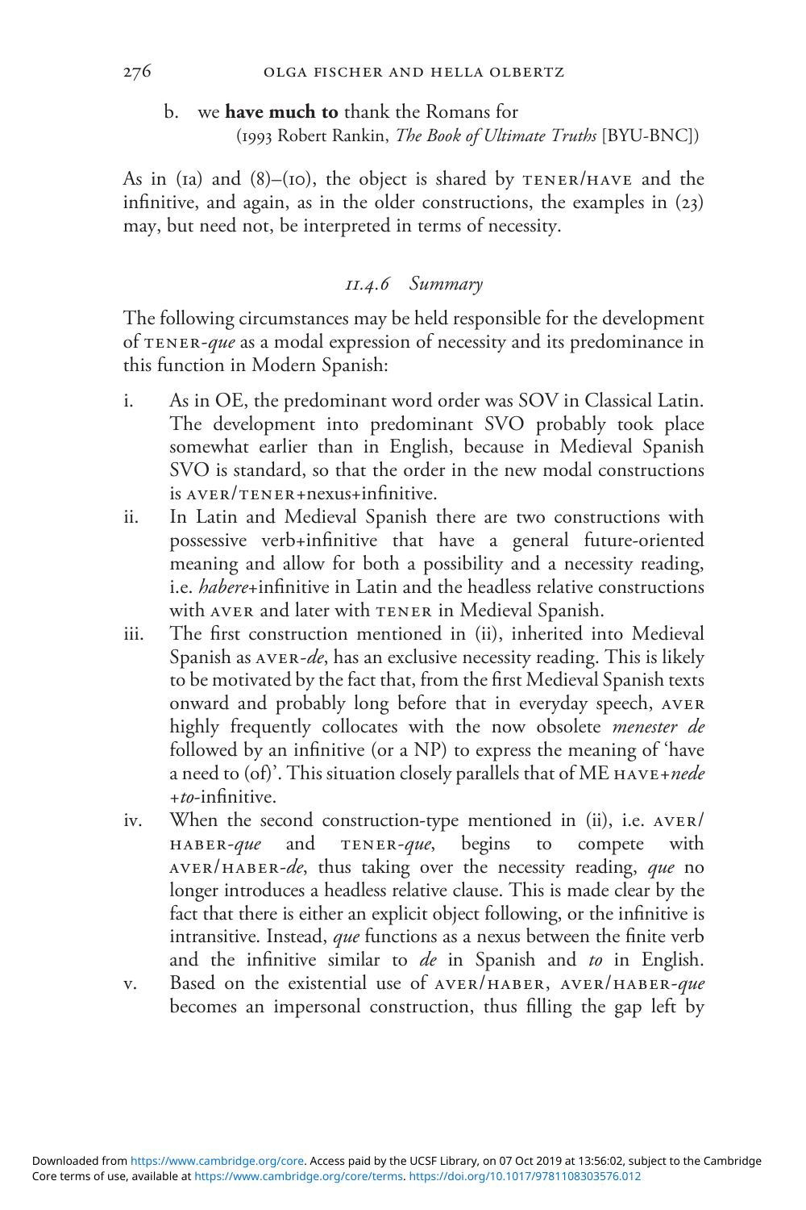b. we **have much to** thank the Romans for
(1993 Robert Rankin, *The Book of Ultimate Truths* [BYU-BNC])

As in (1a) and (8)–(10), the object is shared by TENER/HAVE and the infinitive, and again, as in the older constructions, the examples in (23) may, but need not, be interpreted in terms of necessity.

### *11.4.6 Summary*

The following circumstances may be held responsible for the development of TENER-*que* as a modal expression of necessity and its predominance in this function in Modern Spanish:

i. As in OE, the predominant word order was SOV in Classical Latin. The development into predominant SVO probably took place somewhat earlier than in English, because in Medieval Spanish SVO is standard, so that the order in the new modal constructions is AVER/TENER+nexus+infinitive.
ii. In Latin and Medieval Spanish there are two constructions with possessive verb+infinitive that have a general future-oriented meaning and allow for both a possibility and a necessity reading, i.e. *habere*+infinitive in Latin and the headless relative constructions with AVER and later with TENER in Medieval Spanish.
iii. The first construction mentioned in (ii), inherited into Medieval Spanish as AVER-*de*, has an exclusive necessity reading. This is likely to be motivated by the fact that, from the first Medieval Spanish texts onward and probably long before that in everyday speech, AVER highly frequently collocates with the now obsolete *menester de* followed by an infinitive (or a NP) to express the meaning of 'have a need to (of)'. This situation closely parallels that of ME HAVE+*nede* +*to*-infinitive.
iv. When the second construction-type mentioned in (ii), i.e. AVER/HABER-*que* and TENER-*que*, begins to compete with AVER/HABER-*de*, thus taking over the necessity reading, *que* no longer introduces a headless relative clause. This is made clear by the fact that there is either an explicit object following, or the infinitive is intransitive. Instead, *que* functions as a nexus between the finite verb and the infinitive similar to *de* in Spanish and *to* in English.
v. Based on the existential use of AVER/HABER, AVER/HABER-*que* becomes an impersonal construction, thus filling the gap left by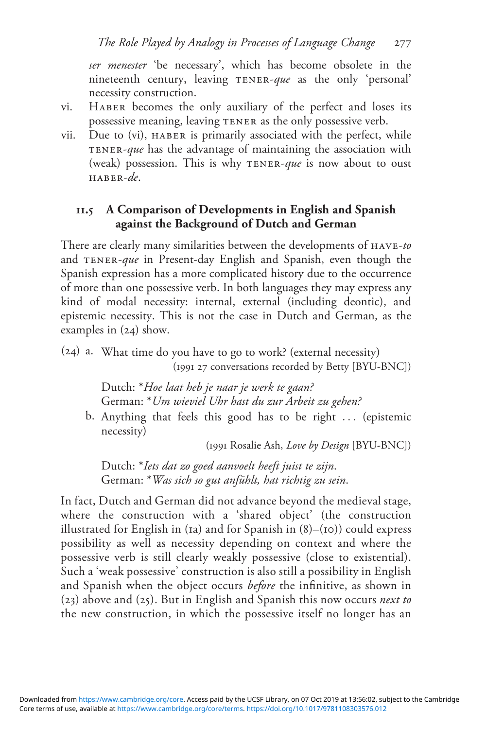*ser menester* 'be necessary', which has become obsolete in the nineteenth century, leaving TENER-*que* as the only 'personal' necessity construction.

vi. HABER becomes the only auxiliary of the perfect and loses its possessive meaning, leaving TENER as the only possessive verb.

vii. Due to (vi), HABER is primarily associated with the perfect, while TENER-*que* has the advantage of maintaining the association with (weak) possession. This is why TENER-*que* is now about to oust HABER-*de*.

## 11.5 A Comparison of Developments in English and Spanish against the Background of Dutch and German

There are clearly many similarities between the developments of HAVE-*to* and TENER-*que* in Present-day English and Spanish, even though the Spanish expression has a more complicated history due to the occurrence of more than one possessive verb. In both languages they may express any kind of modal necessity: internal, external (including deontic), and epistemic necessity. This is not the case in Dutch and German, as the examples in (24) show.

(24) a. What time do you have to go to work? (external necessity)
(1991 27 conversations recorded by Betty [BYU-BNC])

Dutch: *\*Hoe laat heb je naar je werk te gaan?*
German: *\*Um wieviel Uhr hast du zur Arbeit zu gehen?*

b. Anything that feels this good has to be right ... (epistemic necessity)
(1991 Rosalie Ash, *Love by Design* [BYU-BNC])

Dutch: *\*Iets dat zo goed aanvoelt heeft juist te zijn.*
German: *\*Was sich so gut anfühlt, hat richtig zu sein.*

In fact, Dutch and German did not advance beyond the medieval stage, where the construction with a 'shared object' (the construction illustrated for English in (1a) and for Spanish in (8)–(10)) could express possibility as well as necessity depending on context and where the possessive verb is still clearly weakly possessive (close to existential). Such a 'weak possessive' construction is also still a possibility in English and Spanish when the object occurs *before* the infinitive, as shown in (23) above and (25). But in English and Spanish this now occurs *next to* the new construction, in which the possessive itself no longer has an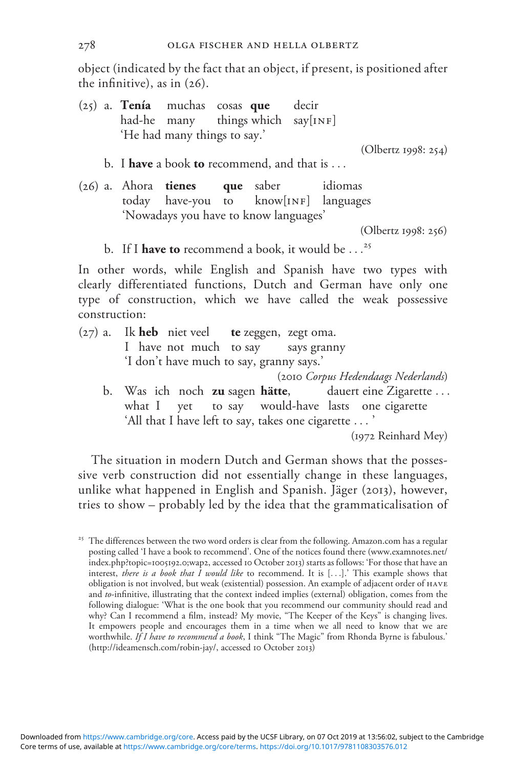object (indicated by the fact that an object, if present, is positioned after the infinitive), as in (26).

(25) a. **Tenía** muchas cosas **que** decir
had-he many things which say[INF]
'He had many things to say.'
(Olbertz 1998: 254)

b. I **have** a book **to** recommend, and that is . . .

(26) a. Ahora **tienes** **que** saber idiomas
today have-you to know[INF] languages
'Nowadays you have to know languages'
(Olbertz 1998: 256)

b. If I **have to** recommend a book, it would be . . .[25]

In other words, while English and Spanish have two types with clearly differentiated functions, Dutch and German have only one type of construction, which we have called the weak possessive construction:

(27) a. Ik **heb** niet veel **te** zeggen, zegt oma.
I have not much to say says granny
'I don't have much to say, granny says.'
(2010 *Corpus Hedendaags Nederlands*)

b. Was ich noch **zu** sagen **hätte**, dauert eine Zigarette . . .
what I yet to say would-have lasts one cigarette
'All that I have left to say, takes one cigarette . . . '
(1972 Reinhard Mey)

The situation in modern Dutch and German shows that the possessive verb construction did not essentially change in these languages, unlike what happened in English and Spanish. Jäger (2013), however, tries to show – probably led by the idea that the grammaticalisation of

[25] The differences between the two word orders is clear from the following. Amazon.com has a regular posting called 'I have a book to recommend'. One of the notices found there (www.examnotes.net/index.php?topic=1005192.0;wap2, accessed 10 October 2013) starts as follows: 'For those that have an interest, *there is a book that I would like* to recommend. It is [. . .].' This example shows that obligation is not involved, but weak (existential) possession. An example of adjacent order of HAVE and *to*-infinitive, illustrating that the context indeed implies (external) obligation, comes from the following dialogue: 'What is the one book that you recommend our community should read and why? Can I recommend a film, instead? My movie, "The Keeper of the Keys" is changing lives. It empowers people and encourages them in a time when we all need to know that we are worthwhile. *If I have to recommend a book*, I think "The Magic" from Rhonda Byrne is fabulous.' (http://ideamensch.com/robin-jay/, accessed 10 October 2013)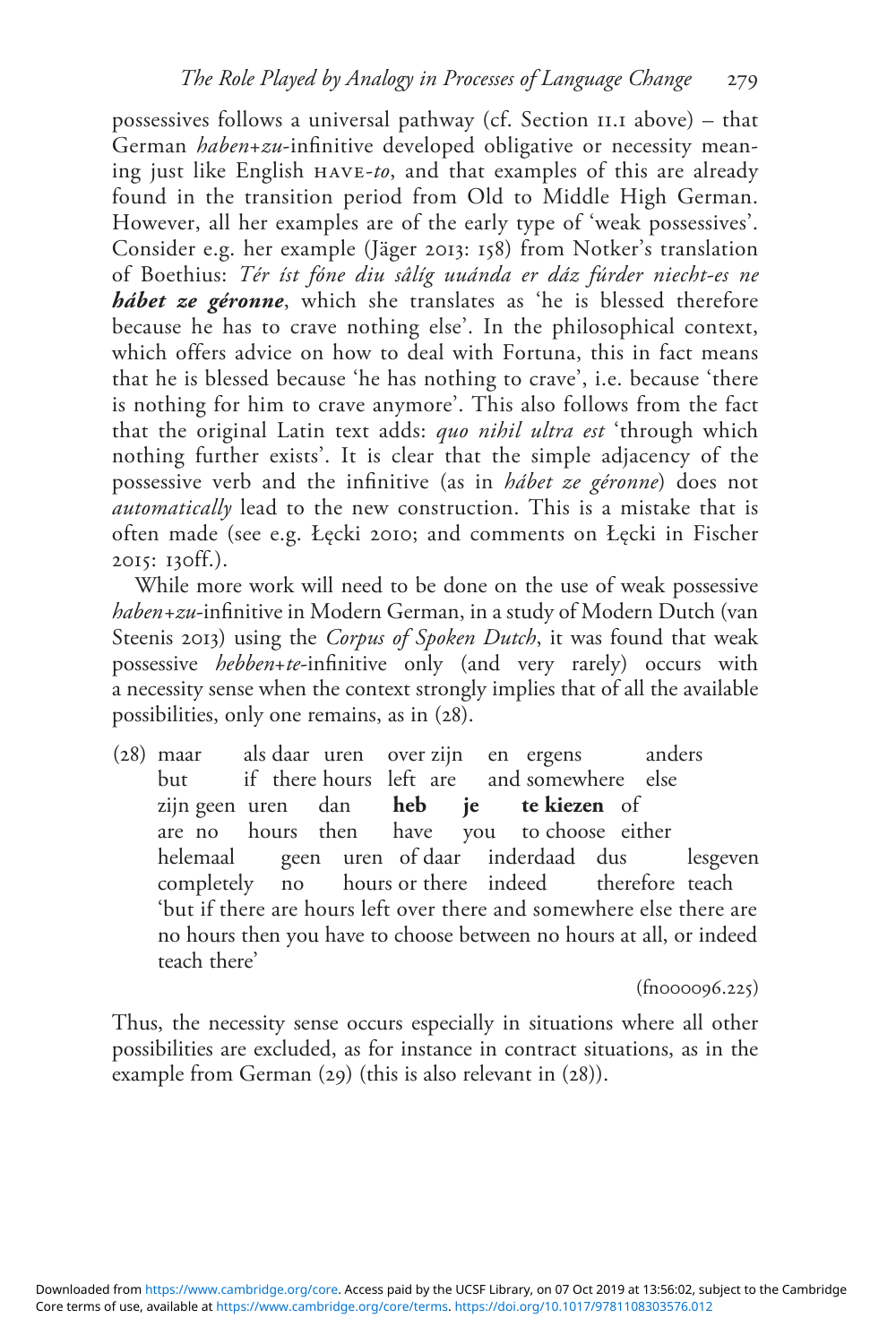possessives follows a universal pathway (cf. Section 11.1 above) – that German *haben+zu*-infinitive developed obligative or necessity meaning just like English HAVE-*to*, and that examples of this are already found in the transition period from Old to Middle High German. However, all her examples are of the early type of 'weak possessives'. Consider e.g. her example (Jäger 2013: 158) from Notker's translation of Boethius: *Tér íst fóne diu sâlíg uuánda er dáz fúrder niecht-es ne* ***hábet ze géronne***, which she translates as 'he is blessed therefore because he has to crave nothing else'. In the philosophical context, which offers advice on how to deal with Fortuna, this in fact means that he is blessed because 'he has nothing to crave', i.e. because 'there is nothing for him to crave anymore'. This also follows from the fact that the original Latin text adds: *quo nihil ultra est* 'through which nothing further exists'. It is clear that the simple adjacency of the possessive verb and the infinitive (as in *hábet ze géronne*) does not *automatically* lead to the new construction. This is a mistake that is often made (see e.g. Łęcki 2010; and comments on Łęcki in Fischer 2015: 130ff.).

While more work will need to be done on the use of weak possessive *haben+zu*-infinitive in Modern German, in a study of Modern Dutch (van Steenis 2013) using the *Corpus of Spoken Dutch*, it was found that weak possessive *hebben+te*-infinitive only (and very rarely) occurs with a necessity sense when the context strongly implies that of all the available possibilities, only one remains, as in (28).

(28) maar als daar uren over zijn en ergens anders
but if there hours left are and somewhere else
zijn geen uren dan **heb je te kiezen** of
are no hours then have you to choose either
helemaal geen uren of daar inderdaad dus lesgeven
completely no hours or there indeed therefore teach
'but if there are hours left over there and somewhere else there are no hours then you have to choose between no hours at all, or indeed teach there'

(fn000096.225)

Thus, the necessity sense occurs especially in situations where all other possibilities are excluded, as for instance in contract situations, as in the example from German (29) (this is also relevant in (28)).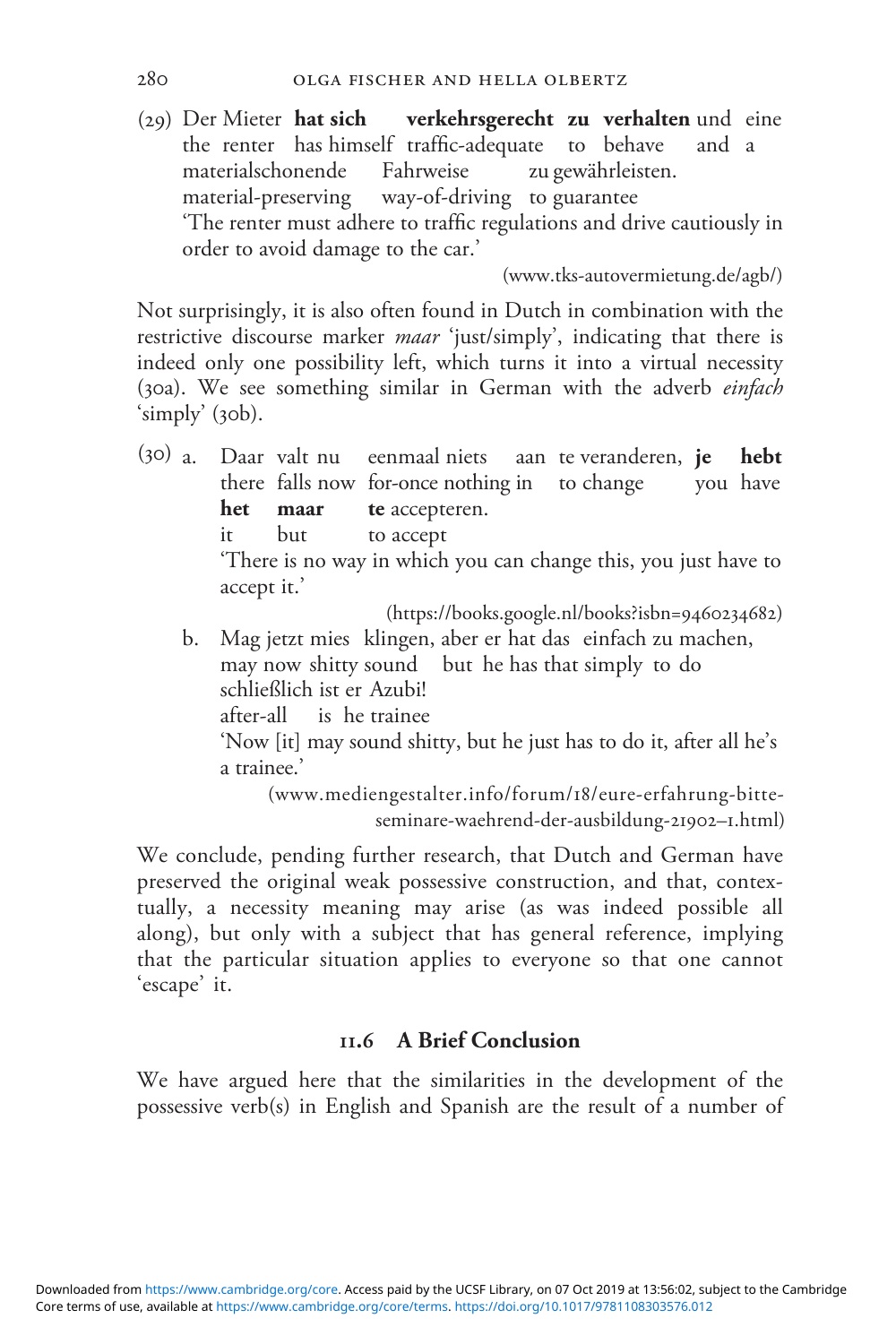(29) Der Mieter **hat sich verkehrsgerecht zu verhalten** und eine materialschonende Fahrweise zu gewährleisten.
the renter has himself traffic-adequate to behave and a material-preserving way-of-driving to guarantee
'The renter must adhere to traffic regulations and drive cautiously in order to avoid damage to the car.'
(www.tks-autovermietung.de/agb/)

Not surprisingly, it is also often found in Dutch in combination with the restrictive discourse marker *maar* 'just/simply', indicating that there is indeed only one possibility left, which turns it into a virtual necessity (30a). We see something similar in German with the adverb *einfach* 'simply' (30b).

(30) a. Daar valt nu eenmaal niets aan te veranderen, **je hebt het maar te** accepteren.
there falls now for-once nothing in to change you have it but to accept
'There is no way in which you can change this, you just have to accept it.'
(https://books.google.nl/books?isbn=9460234682)

b. Mag jetzt mies klingen, aber er hat das einfach zu machen, schließlich ist er Azubi!
may now shitty sound but he has that simply to do after-all is he trainee
'Now [it] may sound shitty, but he just has to do it, after all he's a trainee.'
(www.mediengestalter.info/forum/18/eure-erfahrung-bitte-seminare-waehrend-der-ausbildung-21902–1.html)

We conclude, pending further research, that Dutch and German have preserved the original weak possessive construction, and that, contextually, a necessity meaning may arise (as was indeed possible all along), but only with a subject that has general reference, implying that the particular situation applies to everyone so that one cannot 'escape' it.

## 11.6 A Brief Conclusion

We have argued here that the similarities in the development of the possessive verb(s) in English and Spanish are the result of a number of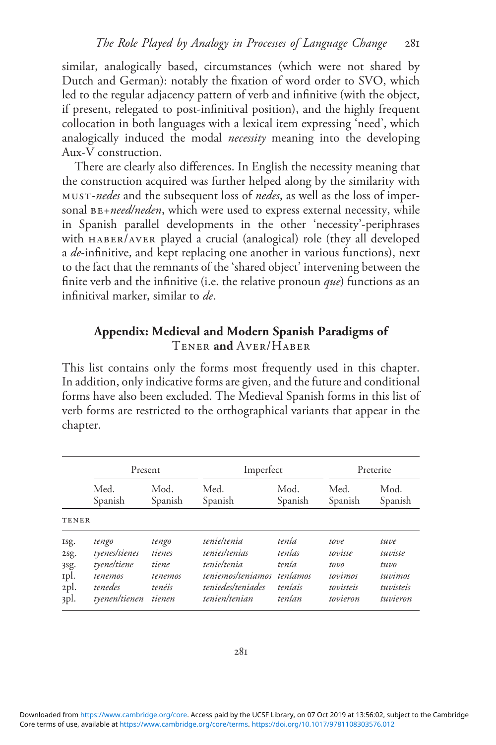similar, analogically based, circumstances (which were not shared by Dutch and German): notably the fixation of word order to SVO, which led to the regular adjacency pattern of verb and infinitive (with the object, if present, relegated to post-infinitival position), and the highly frequent collocation in both languages with a lexical item expressing 'need', which analogically induced the modal *necessity* meaning into the developing Aux-V construction.

There are clearly also differences. In English the necessity meaning that the construction acquired was further helped along by the similarity with MUST-*nedes* and the subsequent loss of *nedes*, as well as the loss of impersonal BE+*need/neden*, which were used to express external necessity, while in Spanish parallel developments in the other 'necessity'-periphrases with HABER/AVER played a crucial (analogical) role (they all developed a *de*-infinitive, and kept replacing one another in various functions), next to the fact that the remnants of the 'shared object' intervening between the finite verb and the infinitive (i.e. the relative pronoun *que*) functions as an infinitival marker, similar to *de*.

## Appendix: Medieval and Modern Spanish Paradigms of TENER and AVER/HABER

This list contains only the forms most frequently used in this chapter. In addition, only indicative forms are given, and the future and conditional forms have also been excluded. The Medieval Spanish forms in this list of verb forms are restricted to the orthographical variants that appear in the chapter.

| | Present | | Imperfect | | Preterite | |
|---|---|---|---|---|---|---|
| | Med. Spanish | Mod. Spanish | Med. Spanish | Mod. Spanish | Med. Spanish | Mod. Spanish |
| TENER | | | | | | |
| 1sg. | *tengo* | *tengo* | *tenie/tenia* | *tenía* | *tove* | *tuve* |
| 2sg. | *tyenes/tienes* | *tienes* | *tenies/tenias* | *tenías* | *toviste* | *tuviste* |
| 3sg. | *tyene/tiene* | *tiene* | *tenie/tenia* | *tenía* | *tovo* | *tuvo* |
| 1pl. | *tenemos* | *tenemos* | *teniemos/teniamos* | *teníamos* | *tovimos* | *tuvimos* |
| 2pl. | *tenedes* | *tenéis* | *teniedes/teniades* | *teníais* | *tovisteis* | *tuvisteis* |
| 3pl. | *tyenen/tienen* | *tienen* | *tenien/tenian* | *tenían* | *tovieron* | *tuvieron* |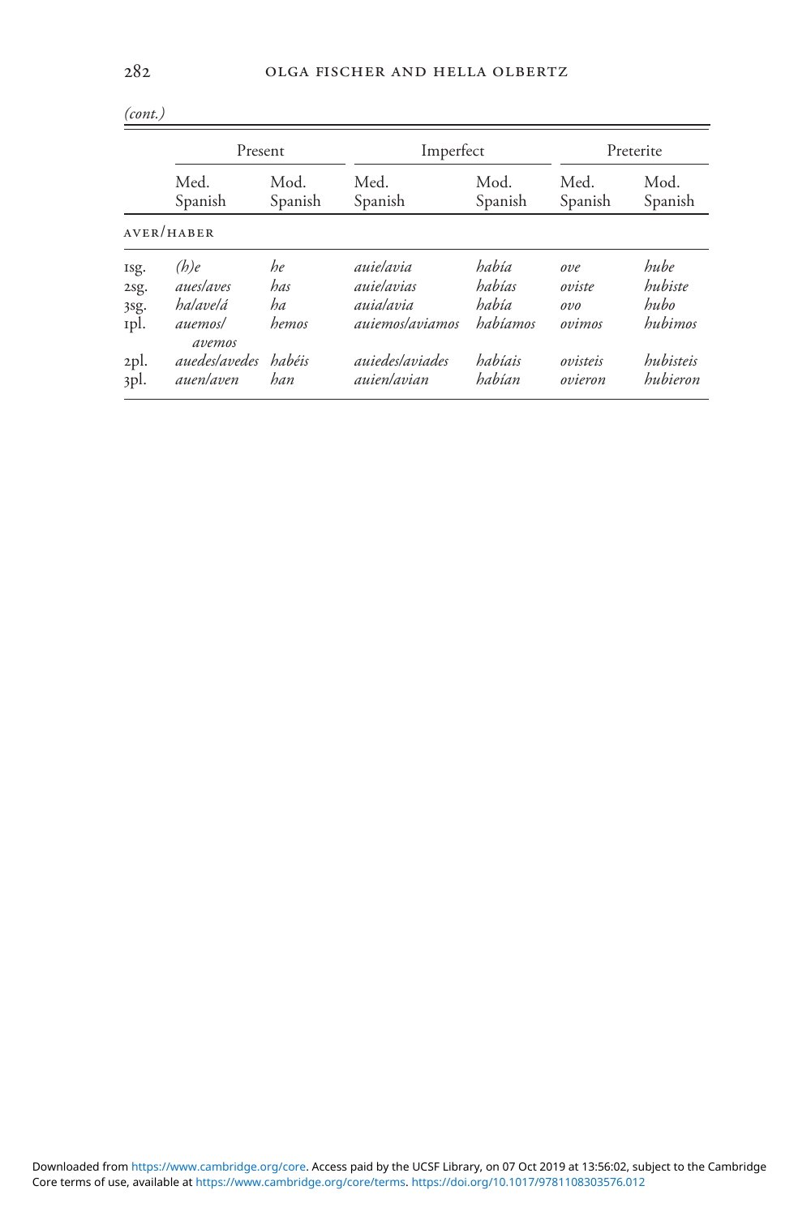*(cont.)*

| | Present | | Imperfect | | Preterite | |
|---|---|---|---|---|---|---|
| | Med. Spanish | Mod. Spanish | Med. Spanish | Mod. Spanish | Med. Spanish | Mod. Spanish |
| AVER/HABER | | | | | | |
| 1sg. | *(h)e* | *he* | *auie/avia* | *había* | *ove* | *hube* |
| 2sg. | *aues/aves* | *has* | *auie/avias* | *habías* | *oviste* | *hubiste* |
| 3sg. | *ha/ave/á* | *ha* | *auia/avia* | *había* | *ovo* | *hubo* |
| 1pl. | *auemos/ avemos* | *hemos* | *auiemos/aviamos* | *habíamos* | *ovimos* | *hubimos* |
| 2pl. | *auedes/avedes* | *habéis* | *auiedes/aviades* | *habíais* | *ovisteis* | *hubisteis* |
| 3pl. | *auen/aven* | *han* | *auien/avian* | *habían* | *ovieron* | *hubieron* |